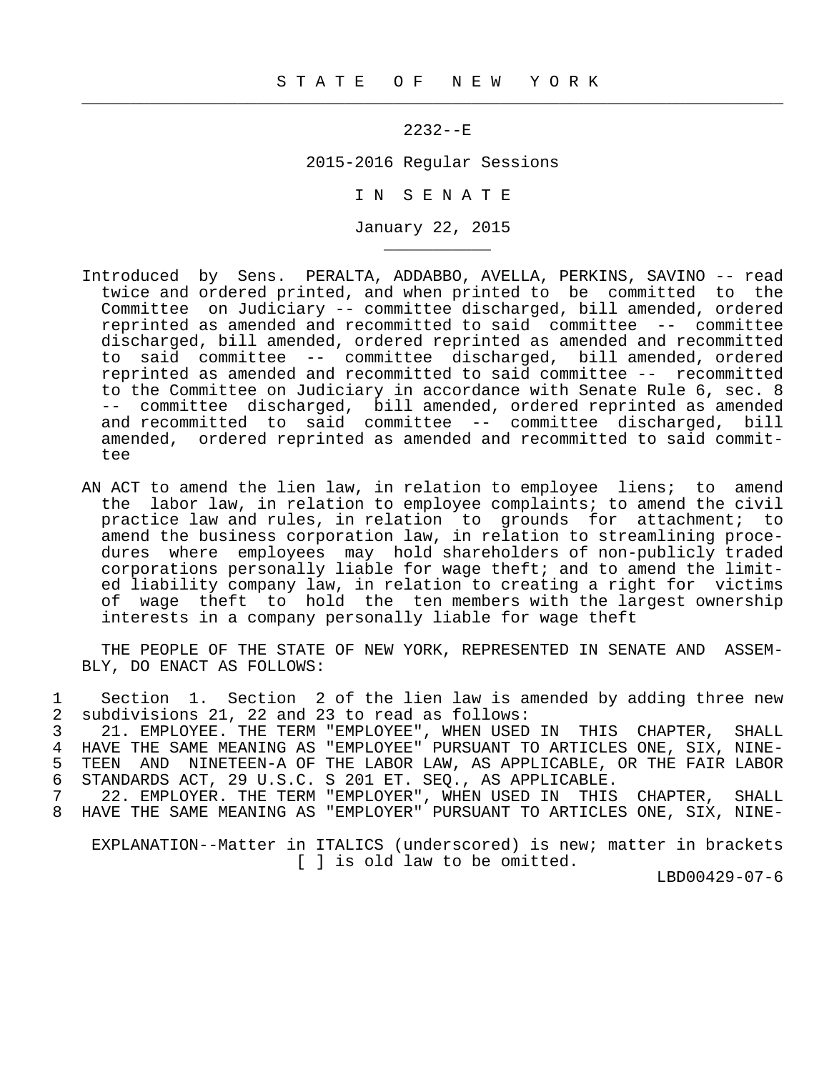# S T A T E O F N E W Y O R K

2232--E

2015-2016 Regular Sessions

I N S E N A T E

January 22, 2015

Introduced by Sens. PERALTA, ADDABBO, AVELLA, PERKINS, SAVINO -- read twice and ordered printed, and when printed to be committed to the Committee on Judiciary -- committee discharged, bill amended, ordered reprinted as amended and recommitted to said committee -- committee discharged, bill amended, ordered reprinted as amended and recommitted to said committee -- committee discharged, bill amended, ordered reprinted as amended and recommitted to said committee -- recommitted to the Committee on Judiciary in accordance with Senate Rule 6, sec. 8 -- committee discharged, bill amended, ordered reprinted as amended and recommitted to said committee -- committee discharged, bill amended, ordered reprinted as amended and recommitted to said committee

AN ACT to amend the lien law, in relation to employee liens; to amend the labor law, in relation to employee complaints; to amend the civil practice law and rules, in relation to grounds for attachment; to amend the business corporation law, in relation to streamlining procedures where employees may hold shareholders of non-publicly traded corporations personally liable for wage theft; and to amend the limited liability company law, in relation to creating a right for victims of wage theft to hold the ten members with the largest ownership interests in a company personally liable for wage theft

THE PEOPLE OF THE STATE OF NEW YORK, REPRESENTED IN SENATE AND ASSEMBLY, DO ENACT AS FOLLOWS:

1 Section 1. Section 2 of the lien law is amended by adding three new
2 subdivisions 21, 22 and 23 to read as follows:
3 21. EMPLOYEE. THE TERM "EMPLOYEE", WHEN USED IN THIS CHAPTER, SHALL
4 HAVE THE SAME MEANING AS "EMPLOYEE" PURSUANT TO ARTICLES ONE, SIX, NINE-
5 TEEN AND NINETEEN-A OF THE LABOR LAW, AS APPLICABLE, OR THE FAIR LABOR
6 STANDARDS ACT, 29 U.S.C. S 201 ET. SEQ., AS APPLICABLE.
7 22. EMPLOYER. THE TERM "EMPLOYER", WHEN USED IN THIS CHAPTER, SHALL
8 HAVE THE SAME MEANING AS "EMPLOYER" PURSUANT TO ARTICLES ONE, SIX, NINE-

EXPLANATION--Matter in ITALICS (underscored) is new; matter in brackets [ ] is old law to be omitted.

LBD00429-07-6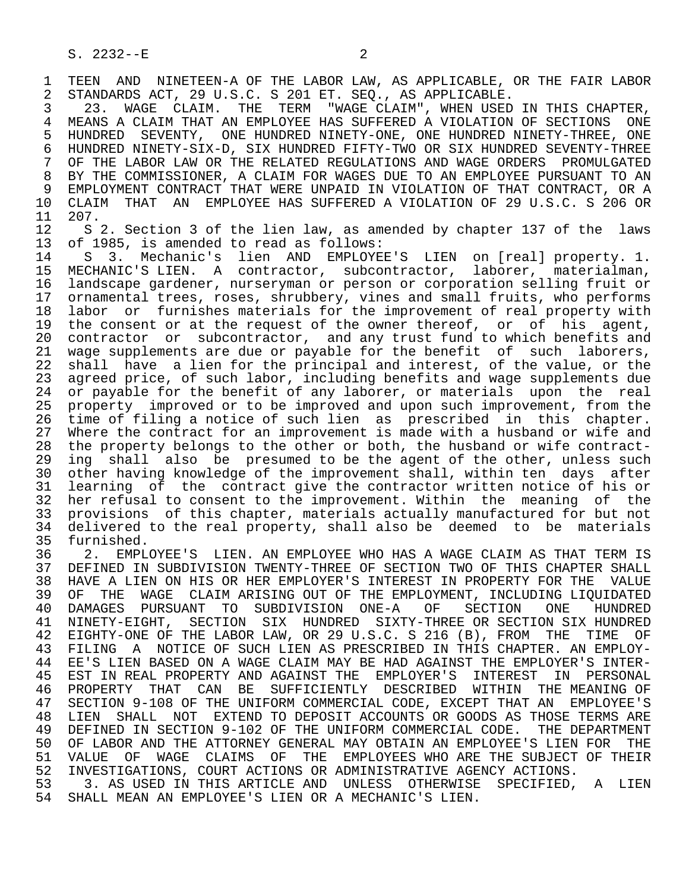TEEN AND NINETEEN-A OF THE LABOR LAW, AS APPLICABLE, OR THE FAIR LABOR STANDARDS ACT, 29 U.S.C. S 201 ET. SEQ., AS APPLICABLE.

23. WAGE CLAIM. THE TERM "WAGE CLAIM", WHEN USED IN THIS CHAPTER, MEANS A CLAIM THAT AN EMPLOYEE HAS SUFFERED A VIOLATION OF SECTIONS ONE HUNDRED SEVENTY, ONE HUNDRED NINETY-ONE, ONE HUNDRED NINETY-THREE, ONE HUNDRED NINETY-SIX-D, SIX HUNDRED FIFTY-TWO OR SIX HUNDRED SEVENTY-THREE OF THE LABOR LAW OR THE RELATED REGULATIONS AND WAGE ORDERS PROMULGATED BY THE COMMISSIONER, A CLAIM FOR WAGES DUE TO AN EMPLOYEE PURSUANT TO AN EMPLOYMENT CONTRACT THAT WERE UNPAID IN VIOLATION OF THAT CONTRACT, OR A CLAIM THAT AN EMPLOYEE HAS SUFFERED A VIOLATION OF 29 U.S.C. S 206 OR 207.

S 2. Section 3 of the lien law, as amended by chapter 137 of the laws of 1985, is amended to read as follows:

S 3. Mechanic's lien AND EMPLOYEE'S LIEN on [real] property. 1. MECHANIC'S LIEN. A contractor, subcontractor, laborer, materialman, landscape gardener, nurseryman or person or corporation selling fruit or ornamental trees, roses, shrubbery, vines and small fruits, who performs labor or furnishes materials for the improvement of real property with the consent or at the request of the owner thereof, or of his agent, contractor or subcontractor, and any trust fund to which benefits and wage supplements are due or payable for the benefit of such laborers, shall have a lien for the principal and interest, of the value, or the agreed price, of such labor, including benefits and wage supplements due or payable for the benefit of any laborer, or materials upon the real property improved or to be improved and upon such improvement, from the time of filing a notice of such lien as prescribed in this chapter. Where the contract for an improvement is made with a husband or wife and the property belongs to the other or both, the husband or wife contracting shall also be presumed to be the agent of the other, unless such other having knowledge of the improvement shall, within ten days after learning of the contract give the contractor written notice of his or her refusal to consent to the improvement. Within the meaning of the provisions of this chapter, materials actually manufactured for but not delivered to the real property, shall also be deemed to be materials furnished.

2. EMPLOYEE'S LIEN. AN EMPLOYEE WHO HAS A WAGE CLAIM AS THAT TERM IS DEFINED IN SUBDIVISION TWENTY-THREE OF SECTION TWO OF THIS CHAPTER SHALL HAVE A LIEN ON HIS OR HER EMPLOYER'S INTEREST IN PROPERTY FOR THE VALUE OF THE WAGE CLAIM ARISING OUT OF THE EMPLOYMENT, INCLUDING LIQUIDATED DAMAGES PURSUANT TO SUBDIVISION ONE-A OF SECTION ONE HUNDRED NINETY-EIGHT, SECTION SIX HUNDRED SIXTY-THREE OR SECTION SIX HUNDRED EIGHTY-ONE OF THE LABOR LAW, OR 29 U.S.C. S 216 (B), FROM THE TIME OF FILING A NOTICE OF SUCH LIEN AS PRESCRIBED IN THIS CHAPTER. AN EMPLOYEE'S LIEN BASED ON A WAGE CLAIM MAY BE HAD AGAINST THE EMPLOYER'S INTEREST IN REAL PROPERTY AND AGAINST THE EMPLOYER'S INTEREST IN PERSONAL PROPERTY THAT CAN BE SUFFICIENTLY DESCRIBED WITHIN THE MEANING OF SECTION 9-108 OF THE UNIFORM COMMERCIAL CODE, EXCEPT THAT AN EMPLOYEE'S LIEN SHALL NOT EXTEND TO DEPOSIT ACCOUNTS OR GOODS AS THOSE TERMS ARE DEFINED IN SECTION 9-102 OF THE UNIFORM COMMERCIAL CODE. THE DEPARTMENT OF LABOR AND THE ATTORNEY GENERAL MAY OBTAIN AN EMPLOYEE'S LIEN FOR THE VALUE OF WAGE CLAIMS OF THE EMPLOYEES WHO ARE THE SUBJECT OF THEIR INVESTIGATIONS, COURT ACTIONS OR ADMINISTRATIVE AGENCY ACTIONS.

3. AS USED IN THIS ARTICLE AND UNLESS OTHERWISE SPECIFIED, A LIEN SHALL MEAN AN EMPLOYEE'S LIEN OR A MECHANIC'S LIEN.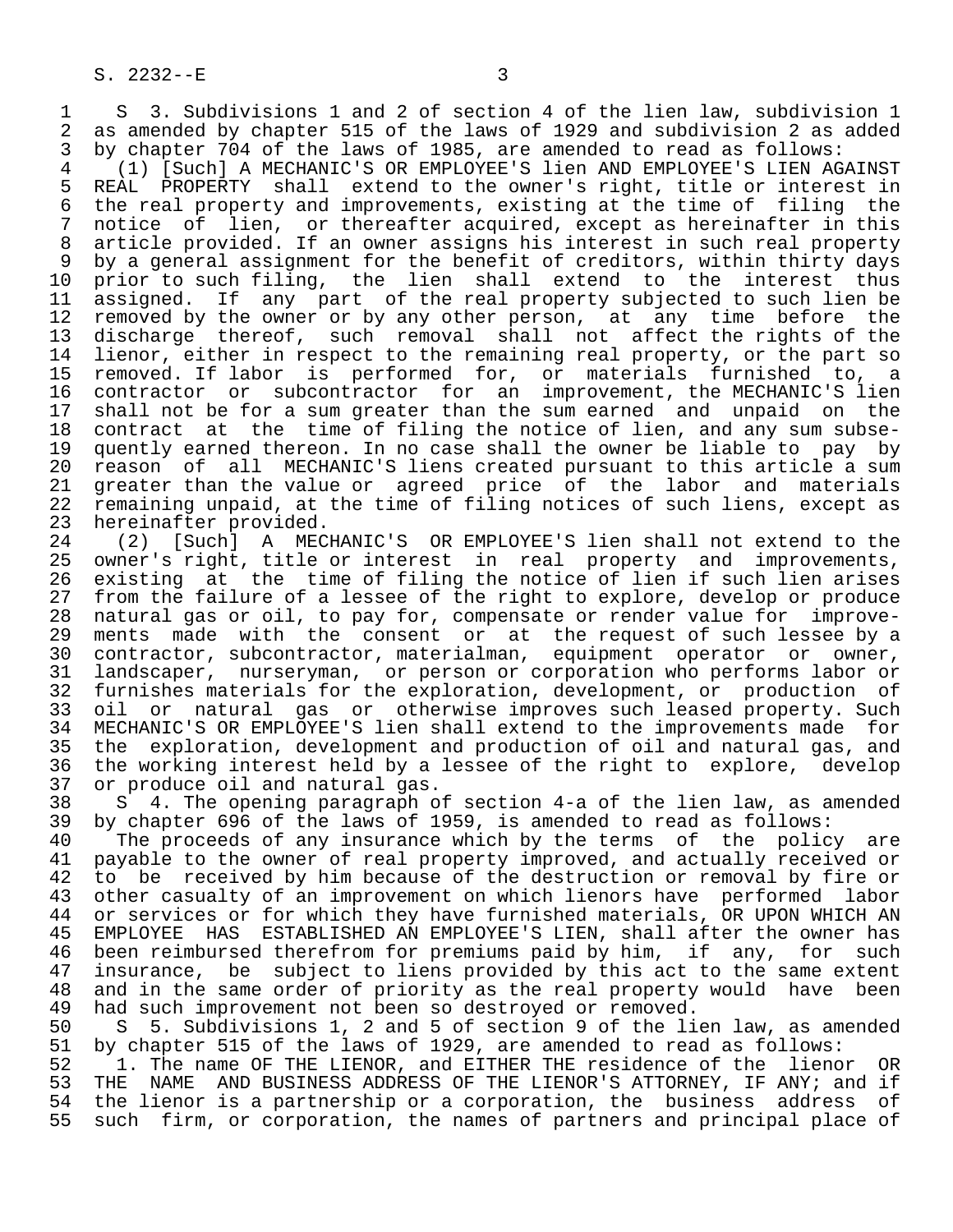S 3. Subdivisions 1 and 2 of section 4 of the lien law, subdivision 1 as amended by chapter 515 of the laws of 1929 and subdivision 2 as added by chapter 704 of the laws of 1985, are amended to read as follows:

(1) [Such] A MECHANIC'S OR EMPLOYEE'S lien AND EMPLOYEE'S LIEN AGAINST REAL PROPERTY shall extend to the owner's right, title or interest in the real property and improvements, existing at the time of filing the notice of lien, or thereafter acquired, except as hereinafter in this article provided. If an owner assigns his interest in such real property by a general assignment for the benefit of creditors, within thirty days prior to such filing, the lien shall extend to the interest thus assigned. If any part of the real property subjected to such lien be removed by the owner or by any other person, at any time before the discharge thereof, such removal shall not affect the rights of the lienor, either in respect to the remaining real property, or the part so removed. If labor is performed for, or materials furnished to, a contractor or subcontractor for an improvement, the MECHANIC'S lien shall not be for a sum greater than the sum earned and unpaid on the contract at the time of filing the notice of lien, and any sum subsequently earned thereon. In no case shall the owner be liable to pay by reason of all MECHANIC'S liens created pursuant to this article a sum greater than the value or agreed price of the labor and materials remaining unpaid, at the time of filing notices of such liens, except as hereinafter provided.

(2) [Such] A MECHANIC'S OR EMPLOYEE'S lien shall not extend to the owner's right, title or interest in real property and improvements, existing at the time of filing the notice of lien if such lien arises from the failure of a lessee of the right to explore, develop or produce natural gas or oil, to pay for, compensate or render value for improvements made with the consent or at the request of such lessee by a contractor, subcontractor, materialman, equipment operator or owner, landscaper, nurseryman, or person or corporation who performs labor or furnishes materials for the exploration, development, or production of oil or natural gas or otherwise improves such leased property. Such MECHANIC'S OR EMPLOYEE'S lien shall extend to the improvements made for the exploration, development and production of oil and natural gas, and the working interest held by a lessee of the right to explore, develop or produce oil and natural gas.

S 4. The opening paragraph of section 4-a of the lien law, as amended by chapter 696 of the laws of 1959, is amended to read as follows:

The proceeds of any insurance which by the terms of the policy are payable to the owner of real property improved, and actually received or to be received by him because of the destruction or removal by fire or other casualty of an improvement on which lienors have performed labor or services or for which they have furnished materials, OR UPON WHICH AN EMPLOYEE HAS ESTABLISHED AN EMPLOYEE'S LIEN, shall after the owner has been reimbursed therefrom for premiums paid by him, if any, for such insurance, be subject to liens provided by this act to the same extent and in the same order of priority as the real property would have been had such improvement not been so destroyed or removed.

S 5. Subdivisions 1, 2 and 5 of section 9 of the lien law, as amended by chapter 515 of the laws of 1929, are amended to read as follows:

1. The name OF THE LIENOR, and EITHER THE residence of the lienor OR THE NAME AND BUSINESS ADDRESS OF THE LIENOR'S ATTORNEY, IF ANY; and if the lienor is a partnership or a corporation, the business address of such firm, or corporation, the names of partners and principal place of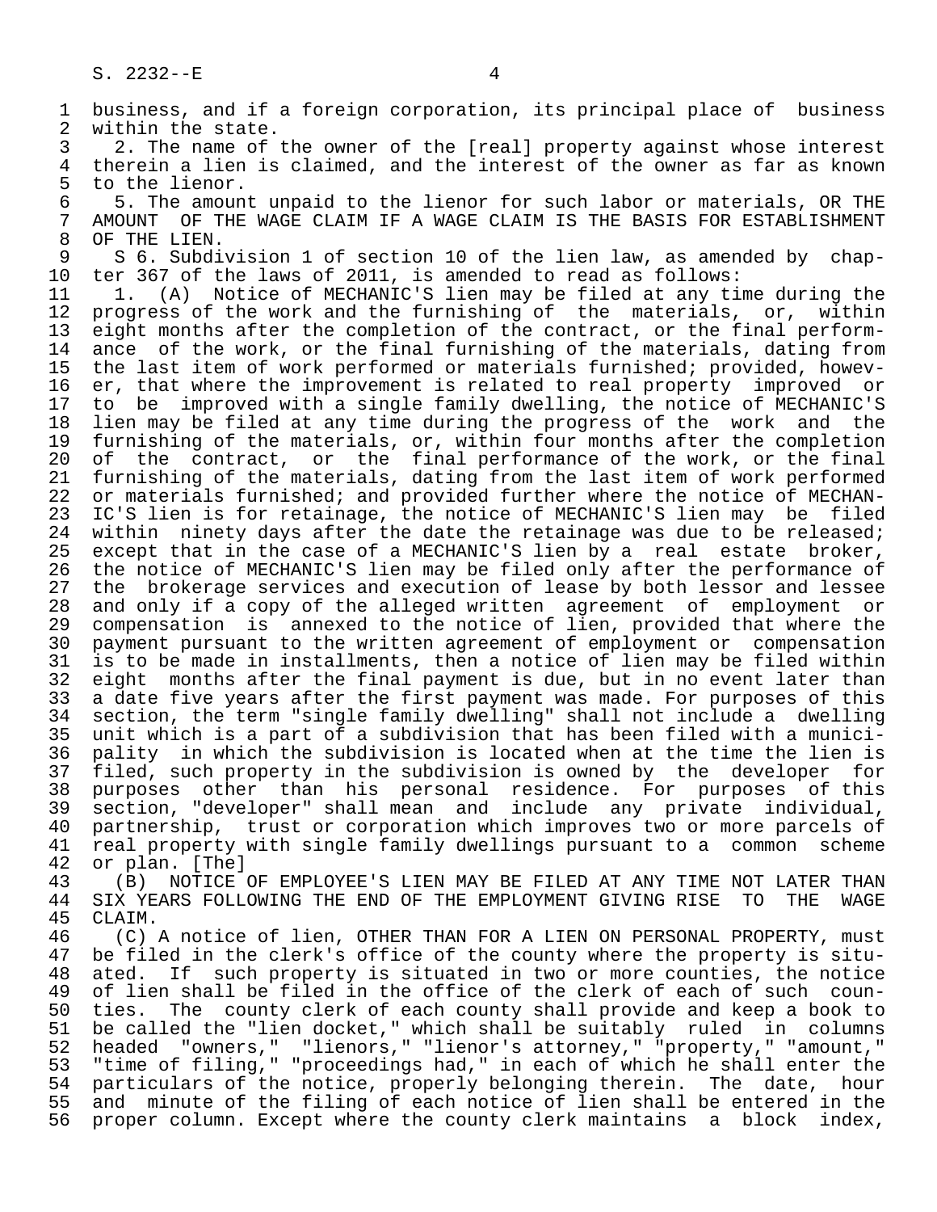business, and if a foreign corporation, its principal place of business within the state.

2. The name of the owner of the [real] property against whose interest therein a lien is claimed, and the interest of the owner as far as known to the lienor.

5. The amount unpaid to the lienor for such labor or materials, OR THE AMOUNT OF THE WAGE CLAIM IF A WAGE CLAIM IS THE BASIS FOR ESTABLISHMENT OF THE LIEN.

S 6. Subdivision 1 of section 10 of the lien law, as amended by chapter 367 of the laws of 2011, is amended to read as follows:

1. (A) Notice of MECHANIC'S lien may be filed at any time during the progress of the work and the furnishing of the materials, or, within eight months after the completion of the contract, or the final performance of the work, or the final furnishing of the materials, dating from the last item of work performed or materials furnished; provided, however, that where the improvement is related to real property improved or to be improved with a single family dwelling, the notice of MECHANIC'S lien may be filed at any time during the progress of the work and the furnishing of the materials, or, within four months after the completion of the contract, or the final performance of the work, or the final furnishing of the materials, dating from the last item of work performed or materials furnished; and provided further where the notice of MECHANIC'S lien is for retainage, the notice of MECHANIC'S lien may be filed within ninety days after the date the retainage was due to be released; except that in the case of a MECHANIC'S lien by a real estate broker, the notice of MECHANIC'S lien may be filed only after the performance of the brokerage services and execution of lease by both lessor and lessee and only if a copy of the alleged written agreement of employment or compensation is annexed to the notice of lien, provided that where the payment pursuant to the written agreement of employment or compensation is to be made in installments, then a notice of lien may be filed within eight months after the final payment is due, but in no event later than a date five years after the first payment was made. For purposes of this section, the term "single family dwelling" shall not include a dwelling unit which is a part of a subdivision that has been filed with a municipality in which the subdivision is located when at the time the lien is filed, such property in the subdivision is owned by the developer for purposes other than his personal residence. For purposes of this section, "developer" shall mean and include any private individual, partnership, trust or corporation which improves two or more parcels of real property with single family dwellings pursuant to a common scheme or plan. [The]

(B) NOTICE OF EMPLOYEE'S LIEN MAY BE FILED AT ANY TIME NOT LATER THAN SIX YEARS FOLLOWING THE END OF THE EMPLOYMENT GIVING RISE TO THE WAGE CLAIM.

(C) A notice of lien, OTHER THAN FOR A LIEN ON PERSONAL PROPERTY, must be filed in the clerk's office of the county where the property is situated. If such property is situated in two or more counties, the notice of lien shall be filed in the office of the clerk of each of such counties. The county clerk of each county shall provide and keep a book to be called the "lien docket," which shall be suitably ruled in columns headed "owners," "lienors," "lienor's attorney," "property," "amount," "time of filing," "proceedings had," in each of which he shall enter the particulars of the notice, properly belonging therein. The date, hour and minute of the filing of each notice of lien shall be entered in the proper column. Except where the county clerk maintains a block index,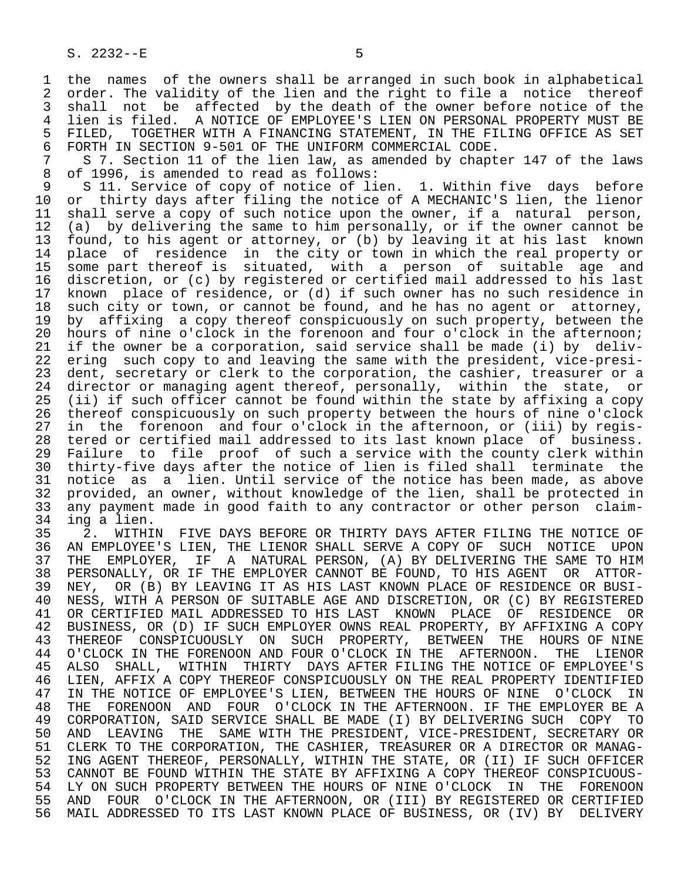the names of the owners shall be arranged in such book in alphabetical order. The validity of the lien and the right to file a notice thereof shall not be affected by the death of the owner before notice of the lien is filed. A NOTICE OF EMPLOYEE'S LIEN ON PERSONAL PROPERTY MUST BE FILED, TOGETHER WITH A FINANCING STATEMENT, IN THE FILING OFFICE AS SET FORTH IN SECTION 9-501 OF THE UNIFORM COMMERCIAL CODE.

S 7. Section 11 of the lien law, as amended by chapter 147 of the laws of 1996, is amended to read as follows:

S 11. Service of copy of notice of lien. 1. Within five days before or thirty days after filing the notice of A MECHANIC'S lien, the lienor shall serve a copy of such notice upon the owner, if a natural person, (a) by delivering the same to him personally, or if the owner cannot be found, to his agent or attorney, or (b) by leaving it at his last known place of residence in the city or town in which the real property or some part thereof is situated, with a person of suitable age and discretion, or (c) by registered or certified mail addressed to his last known place of residence, or (d) if such owner has no such residence in such city or town, or cannot be found, and he has no agent or attorney, by affixing a copy thereof conspicuously on such property, between the hours of nine o'clock in the forenoon and four o'clock in the afternoon; if the owner be a corporation, said service shall be made (i) by delivering such copy to and leaving the same with the president, vice-president, secretary or clerk to the corporation, the cashier, treasurer or a director or managing agent thereof, personally, within the state, or (ii) if such officer cannot be found within the state by affixing a copy thereof conspicuously on such property between the hours of nine o'clock in the forenoon and four o'clock in the afternoon, or (iii) by registered or certified mail addressed to its last known place of business. Failure to file proof of such a service with the county clerk within thirty-five days after the notice of lien is filed shall terminate the notice as a lien. Until service of the notice has been made, as above provided, an owner, without knowledge of the lien, shall be protected in any payment made in good faith to any contractor or other person claiming a lien.

2. WITHIN FIVE DAYS BEFORE OR THIRTY DAYS AFTER FILING THE NOTICE OF AN EMPLOYEE'S LIEN, THE LIENOR SHALL SERVE A COPY OF SUCH NOTICE UPON THE EMPLOYER, IF A NATURAL PERSON, (A) BY DELIVERING THE SAME TO HIM PERSONALLY, OR IF THE EMPLOYER CANNOT BE FOUND, TO HIS AGENT OR ATTORNEY, OR (B) BY LEAVING IT AS HIS LAST KNOWN PLACE OF RESIDENCE OR BUSINESS, WITH A PERSON OF SUITABLE AGE AND DISCRETION, OR (C) BY REGISTERED OR CERTIFIED MAIL ADDRESSED TO HIS LAST KNOWN PLACE OF RESIDENCE OR BUSINESS, OR (D) IF SUCH EMPLOYER OWNS REAL PROPERTY, BY AFFIXING A COPY THEREOF CONSPICUOUSLY ON SUCH PROPERTY, BETWEEN THE HOURS OF NINE O'CLOCK IN THE FORENOON AND FOUR O'CLOCK IN THE AFTERNOON. THE LIENOR ALSO SHALL, WITHIN THIRTY DAYS AFTER FILING THE NOTICE OF EMPLOYEE'S LIEN, AFFIX A COPY THEREOF CONSPICUOUSLY ON THE REAL PROPERTY IDENTIFIED IN THE NOTICE OF EMPLOYEE'S LIEN, BETWEEN THE HOURS OF NINE O'CLOCK IN THE FORENOON AND FOUR O'CLOCK IN THE AFTERNOON. IF THE EMPLOYER BE A CORPORATION, SAID SERVICE SHALL BE MADE (I) BY DELIVERING SUCH COPY TO AND LEAVING THE SAME WITH THE PRESIDENT, VICE-PRESIDENT, SECRETARY OR CLERK TO THE CORPORATION, THE CASHIER, TREASURER OR A DIRECTOR OR MANAGING AGENT THEREOF, PERSONALLY, WITHIN THE STATE, OR (II) IF SUCH OFFICER CANNOT BE FOUND WITHIN THE STATE BY AFFIXING A COPY THEREOF CONSPICUOUSLY ON SUCH PROPERTY BETWEEN THE HOURS OF NINE O'CLOCK IN THE FORENOON AND FOUR O'CLOCK IN THE AFTERNOON, OR (III) BY REGISTERED OR CERTIFIED MAIL ADDRESSED TO ITS LAST KNOWN PLACE OF BUSINESS, OR (IV) BY DELIVERY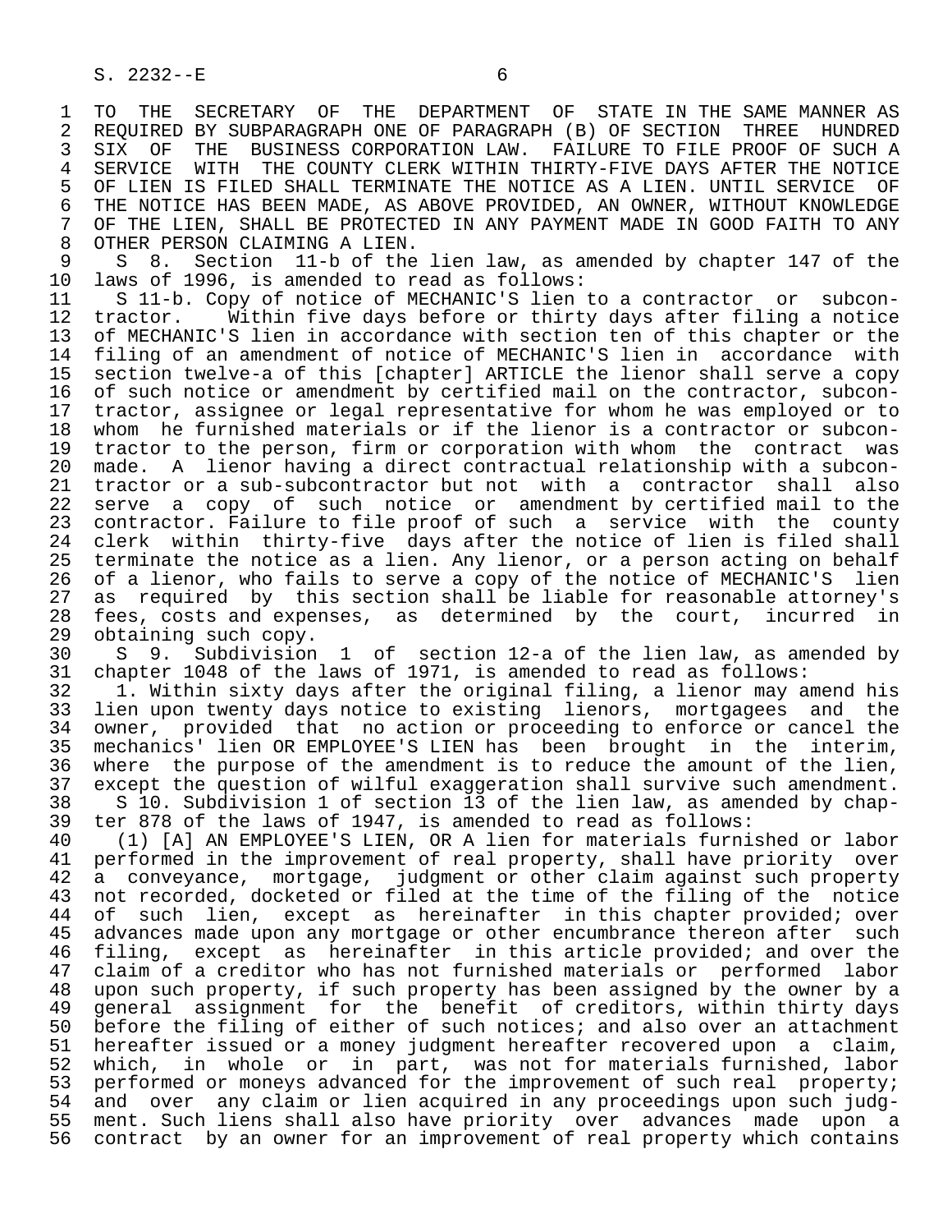TO THE SECRETARY OF THE DEPARTMENT OF STATE IN THE SAME MANNER AS REQUIRED BY SUBPARAGRAPH ONE OF PARAGRAPH (B) OF SECTION THREE HUNDRED SIX OF THE BUSINESS CORPORATION LAW. FAILURE TO FILE PROOF OF SUCH A SERVICE WITH THE COUNTY CLERK WITHIN THIRTY-FIVE DAYS AFTER THE NOTICE OF LIEN IS FILED SHALL TERMINATE THE NOTICE AS A LIEN. UNTIL SERVICE OF THE NOTICE HAS BEEN MADE, AS ABOVE PROVIDED, AN OWNER, WITHOUT KNOWLEDGE OF THE LIEN, SHALL BE PROTECTED IN ANY PAYMENT MADE IN GOOD FAITH TO ANY OTHER PERSON CLAIMING A LIEN.

S 8. Section 11-b of the lien law, as amended by chapter 147 of the laws of 1996, is amended to read as follows:

S 11-b. Copy of notice of MECHANIC'S lien to a contractor or subcontractor. Within five days before or thirty days after filing a notice of MECHANIC'S lien in accordance with section ten of this chapter or the filing of an amendment of notice of MECHANIC'S lien in accordance with section twelve-a of this [chapter] ARTICLE the lienor shall serve a copy of such notice or amendment by certified mail on the contractor, subcontractor, assignee or legal representative for whom he was employed or to whom he furnished materials or if the lienor is a contractor or subcontractor to the person, firm or corporation with whom the contract was made. A lienor having a direct contractual relationship with a subcontractor or a sub-subcontractor but not with a contractor shall also serve a copy of such notice or amendment by certified mail to the contractor. Failure to file proof of such a service with the county clerk within thirty-five days after the notice of lien is filed shall terminate the notice as a lien. Any lienor, or a person acting on behalf of a lienor, who fails to serve a copy of the notice of MECHANIC'S lien as required by this section shall be liable for reasonable attorney's fees, costs and expenses, as determined by the court, incurred in obtaining such copy.

S 9. Subdivision 1 of section 12-a of the lien law, as amended by chapter 1048 of the laws of 1971, is amended to read as follows:

1. Within sixty days after the original filing, a lienor may amend his lien upon twenty days notice to existing lienors, mortgagees and the owner, provided that no action or proceeding to enforce or cancel the mechanics' lien OR EMPLOYEE'S LIEN has been brought in the interim, where the purpose of the amendment is to reduce the amount of the lien, except the question of wilful exaggeration shall survive such amendment.

S 10. Subdivision 1 of section 13 of the lien law, as amended by chapter 878 of the laws of 1947, is amended to read as follows:

(1) [A] AN EMPLOYEE'S LIEN, OR A lien for materials furnished or labor performed in the improvement of real property, shall have priority over a conveyance, mortgage, judgment or other claim against such property not recorded, docketed or filed at the time of the filing of the notice of such lien, except as hereinafter in this chapter provided; over advances made upon any mortgage or other encumbrance thereon after such filing, except as hereinafter in this article provided; and over the claim of a creditor who has not furnished materials or performed labor upon such property, if such property has been assigned by the owner by a general assignment for the benefit of creditors, within thirty days before the filing of either of such notices; and also over an attachment hereafter issued or a money judgment hereafter recovered upon a claim, which, in whole or in part, was not for materials furnished, labor performed or moneys advanced for the improvement of such real property; and over any claim or lien acquired in any proceedings upon such judgment. Such liens shall also have priority over advances made upon a contract by an owner for an improvement of real property which contains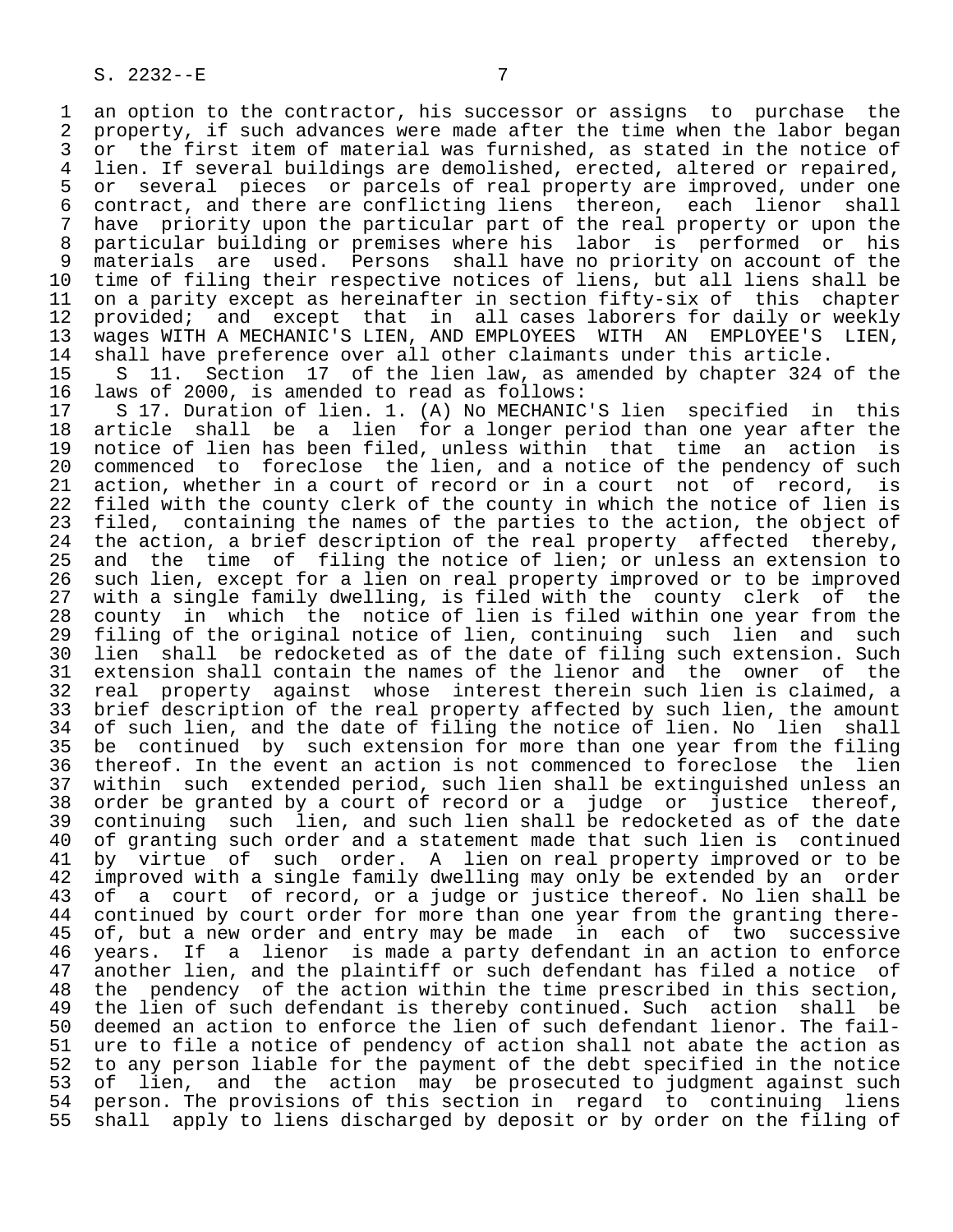an option to the contractor, his successor or assigns to purchase the property, if such advances were made after the time when the labor began or the first item of material was furnished, as stated in the notice of lien. If several buildings are demolished, erected, altered or repaired, or several pieces or parcels of real property are improved, under one contract, and there are conflicting liens thereon, each lienor shall have priority upon the particular part of the real property or upon the particular building or premises where his labor is performed or his materials are used. Persons shall have no priority on account of the time of filing their respective notices of liens, but all liens shall be on a parity except as hereinafter in section fifty-six of this chapter provided; and except that in all cases laborers for daily or weekly wages WITH A MECHANIC'S LIEN, AND EMPLOYEES WITH AN EMPLOYEE'S LIEN, shall have preference over all other claimants under this article.

S 11. Section 17 of the lien law, as amended by chapter 324 of the laws of 2000, is amended to read as follows:

S 17. Duration of lien. 1. (A) No MECHANIC'S lien specified in this article shall be a lien for a longer period than one year after the notice of lien has been filed, unless within that time an action is commenced to foreclose the lien, and a notice of the pendency of such action, whether in a court of record or in a court not of record, is filed with the county clerk of the county in which the notice of lien is filed, containing the names of the parties to the action, the object of the action, a brief description of the real property affected thereby, and the time of filing the notice of lien; or unless an extension to such lien, except for a lien on real property improved or to be improved with a single family dwelling, is filed with the county clerk of the county in which the notice of lien is filed within one year from the filing of the original notice of lien, continuing such lien and such lien shall be redocketed as of the date of filing such extension. Such extension shall contain the names of the lienor and the owner of the real property against whose interest therein such lien is claimed, a brief description of the real property affected by such lien, the amount of such lien, and the date of filing the notice of lien. No lien shall be continued by such extension for more than one year from the filing thereof. In the event an action is not commenced to foreclose the lien within such extended period, such lien shall be extinguished unless an order be granted by a court of record or a judge or justice thereof, continuing such lien, and such lien shall be redocketed as of the date of granting such order and a statement made that such lien is continued by virtue of such order. A lien on real property improved or to be improved with a single family dwelling may only be extended by an order of a court of record, or a judge or justice thereof. No lien shall be continued by court order for more than one year from the granting thereof, but a new order and entry may be made in each of two successive years. If a lienor is made a party defendant in an action to enforce another lien, and the plaintiff or such defendant has filed a notice of the pendency of the action within the time prescribed in this section, the lien of such defendant is thereby continued. Such action shall be deemed an action to enforce the lien of such defendant lienor. The failure to file a notice of pendency of action shall not abate the action as to any person liable for the payment of the debt specified in the notice of lien, and the action may be prosecuted to judgment against such person. The provisions of this section in regard to continuing liens shall apply to liens discharged by deposit or by order on the filing of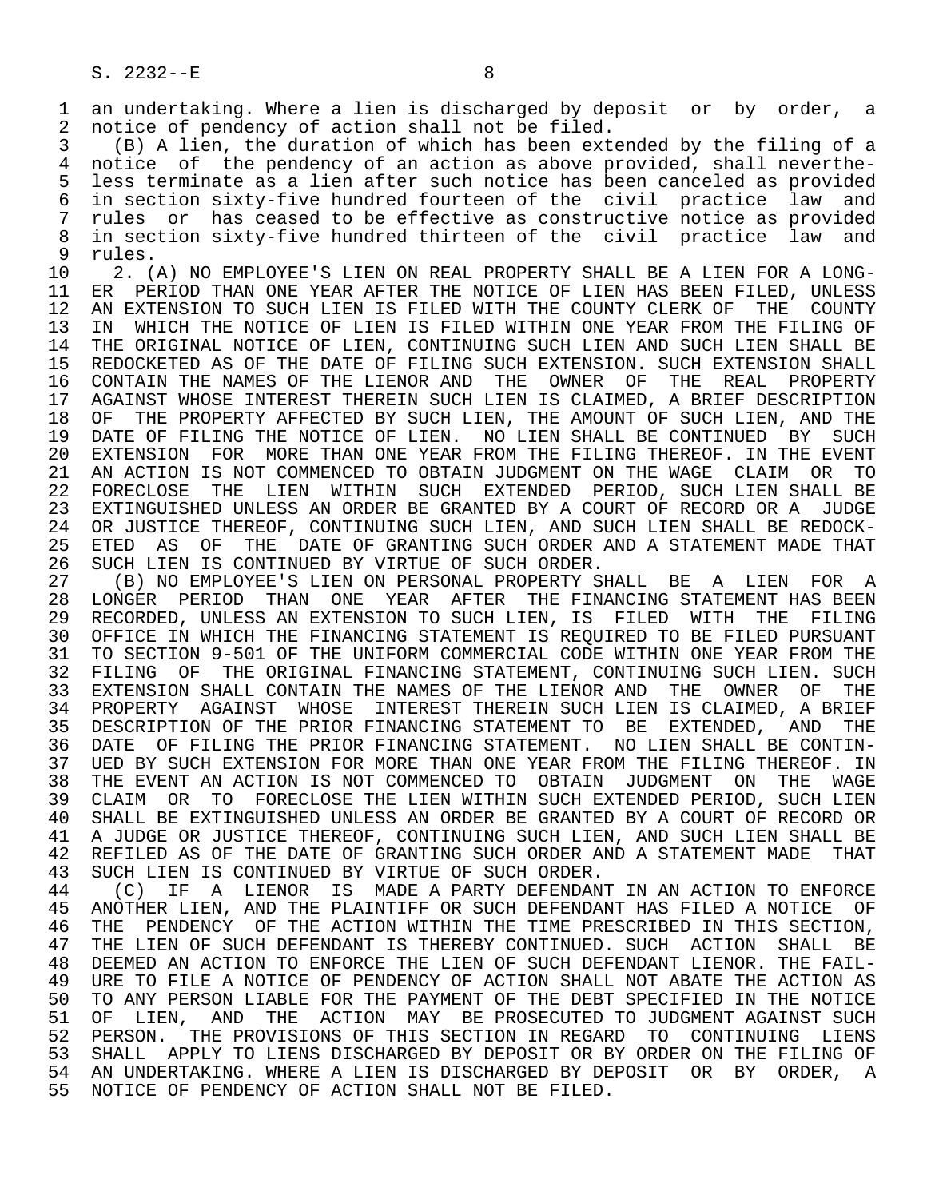an undertaking. Where a lien is discharged by deposit or by order, a notice of pendency of action shall not be filed.

(B) A lien, the duration of which has been extended by the filing of a notice of the pendency of an action as above provided, shall nevertheless terminate as a lien after such notice has been canceled as provided in section sixty-five hundred fourteen of the civil practice law and rules or has ceased to be effective as constructive notice as provided in section sixty-five hundred thirteen of the civil practice law and rules.

2. (A) NO EMPLOYEE'S LIEN ON REAL PROPERTY SHALL BE A LIEN FOR A LONGER PERIOD THAN ONE YEAR AFTER THE NOTICE OF LIEN HAS BEEN FILED, UNLESS AN EXTENSION TO SUCH LIEN IS FILED WITH THE COUNTY CLERK OF THE COUNTY IN WHICH THE NOTICE OF LIEN IS FILED WITHIN ONE YEAR FROM THE FILING OF THE ORIGINAL NOTICE OF LIEN, CONTINUING SUCH LIEN AND SUCH LIEN SHALL BE REDOCKETED AS OF THE DATE OF FILING SUCH EXTENSION. SUCH EXTENSION SHALL CONTAIN THE NAMES OF THE LIENOR AND THE OWNER OF THE REAL PROPERTY AGAINST WHOSE INTEREST THEREIN SUCH LIEN IS CLAIMED, A BRIEF DESCRIPTION OF THE PROPERTY AFFECTED BY SUCH LIEN, THE AMOUNT OF SUCH LIEN, AND THE DATE OF FILING THE NOTICE OF LIEN. NO LIEN SHALL BE CONTINUED BY SUCH EXTENSION FOR MORE THAN ONE YEAR FROM THE FILING THEREOF. IN THE EVENT AN ACTION IS NOT COMMENCED TO OBTAIN JUDGMENT ON THE WAGE CLAIM OR TO FORECLOSE THE LIEN WITHIN SUCH EXTENDED PERIOD, SUCH LIEN SHALL BE EXTINGUISHED UNLESS AN ORDER BE GRANTED BY A COURT OF RECORD OR A JUDGE OR JUSTICE THEREOF, CONTINUING SUCH LIEN, AND SUCH LIEN SHALL BE REDOCKETED AS OF THE DATE OF GRANTING SUCH ORDER AND A STATEMENT MADE THAT SUCH LIEN IS CONTINUED BY VIRTUE OF SUCH ORDER.

(B) NO EMPLOYEE'S LIEN ON PERSONAL PROPERTY SHALL BE A LIEN FOR A LONGER PERIOD THAN ONE YEAR AFTER THE FINANCING STATEMENT HAS BEEN RECORDED, UNLESS AN EXTENSION TO SUCH LIEN, IS FILED WITH THE FILING OFFICE IN WHICH THE FINANCING STATEMENT IS REQUIRED TO BE FILED PURSUANT TO SECTION 9-501 OF THE UNIFORM COMMERCIAL CODE WITHIN ONE YEAR FROM THE FILING OF THE ORIGINAL FINANCING STATEMENT, CONTINUING SUCH LIEN. SUCH EXTENSION SHALL CONTAIN THE NAMES OF THE LIENOR AND THE OWNER OF THE PROPERTY AGAINST WHOSE INTEREST THEREIN SUCH LIEN IS CLAIMED, A BRIEF DESCRIPTION OF THE PRIOR FINANCING STATEMENT TO BE EXTENDED, AND THE DATE OF FILING THE PRIOR FINANCING STATEMENT. NO LIEN SHALL BE CONTINUED BY SUCH EXTENSION FOR MORE THAN ONE YEAR FROM THE FILING THEREOF. IN THE EVENT AN ACTION IS NOT COMMENCED TO OBTAIN JUDGMENT ON THE WAGE CLAIM OR TO FORECLOSE THE LIEN WITHIN SUCH EXTENDED PERIOD, SUCH LIEN SHALL BE EXTINGUISHED UNLESS AN ORDER BE GRANTED BY A COURT OF RECORD OR A JUDGE OR JUSTICE THEREOF, CONTINUING SUCH LIEN, AND SUCH LIEN SHALL BE REFILED AS OF THE DATE OF GRANTING SUCH ORDER AND A STATEMENT MADE THAT SUCH LIEN IS CONTINUED BY VIRTUE OF SUCH ORDER.

(C) IF A LIENOR IS MADE A PARTY DEFENDANT IN AN ACTION TO ENFORCE ANOTHER LIEN, AND THE PLAINTIFF OR SUCH DEFENDANT HAS FILED A NOTICE OF THE PENDENCY OF THE ACTION WITHIN THE TIME PRESCRIBED IN THIS SECTION, THE LIEN OF SUCH DEFENDANT IS THEREBY CONTINUED. SUCH ACTION SHALL BE DEEMED AN ACTION TO ENFORCE THE LIEN OF SUCH DEFENDANT LIENOR. THE FAILURE TO FILE A NOTICE OF PENDENCY OF ACTION SHALL NOT ABATE THE ACTION AS TO ANY PERSON LIABLE FOR THE PAYMENT OF THE DEBT SPECIFIED IN THE NOTICE OF LIEN, AND THE ACTION MAY BE PROSECUTED TO JUDGMENT AGAINST SUCH PERSON. THE PROVISIONS OF THIS SECTION IN REGARD TO CONTINUING LIENS SHALL APPLY TO LIENS DISCHARGED BY DEPOSIT OR BY ORDER ON THE FILING OF AN UNDERTAKING. WHERE A LIEN IS DISCHARGED BY DEPOSIT OR BY ORDER, A NOTICE OF PENDENCY OF ACTION SHALL NOT BE FILED.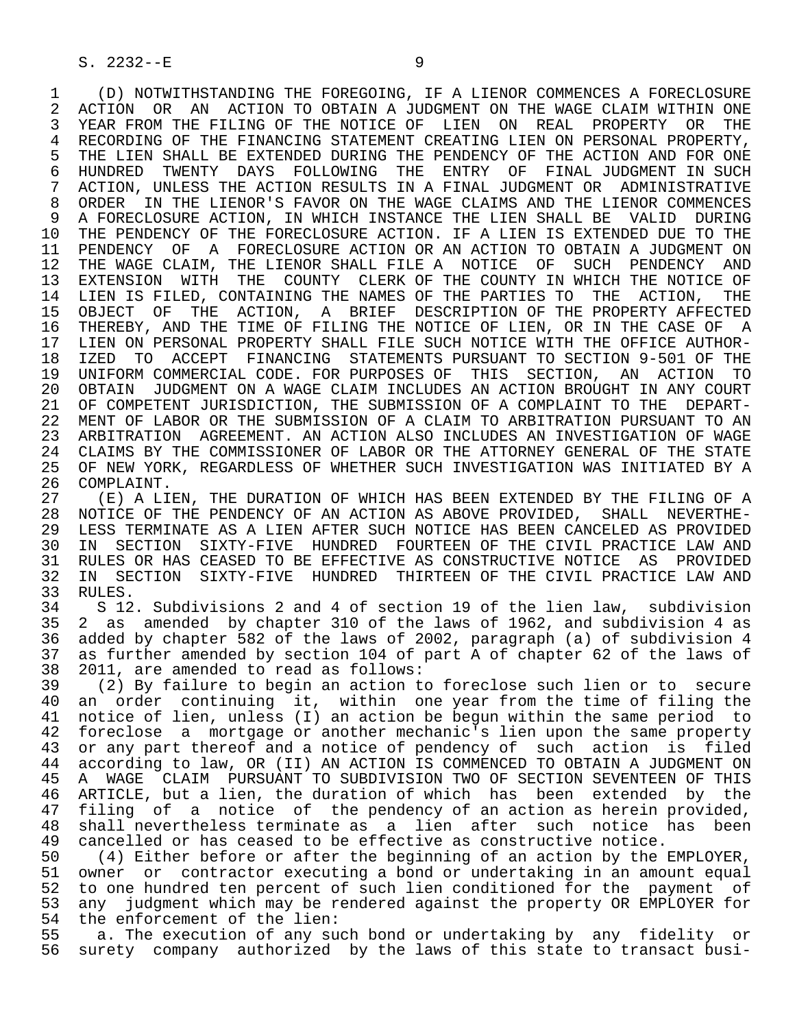(D) NOTWITHSTANDING THE FOREGOING, IF A LIENOR COMMENCES A FORECLOSURE ACTION OR AN ACTION TO OBTAIN A JUDGMENT ON THE WAGE CLAIM WITHIN ONE YEAR FROM THE FILING OF THE NOTICE OF LIEN ON REAL PROPERTY OR THE RECORDING OF THE FINANCING STATEMENT CREATING LIEN ON PERSONAL PROPERTY, THE LIEN SHALL BE EXTENDED DURING THE PENDENCY OF THE ACTION AND FOR ONE HUNDRED TWENTY DAYS FOLLOWING THE ENTRY OF FINAL JUDGMENT IN SUCH ACTION, UNLESS THE ACTION RESULTS IN A FINAL JUDGMENT OR ADMINISTRATIVE ORDER IN THE LIENOR'S FAVOR ON THE WAGE CLAIMS AND THE LIENOR COMMENCES A FORECLOSURE ACTION, IN WHICH INSTANCE THE LIEN SHALL BE VALID DURING THE PENDENCY OF THE FORECLOSURE ACTION. IF A LIEN IS EXTENDED DUE TO THE PENDENCY OF A FORECLOSURE ACTION OR AN ACTION TO OBTAIN A JUDGMENT ON THE WAGE CLAIM, THE LIENOR SHALL FILE A NOTICE OF SUCH PENDENCY AND EXTENSION WITH THE COUNTY CLERK OF THE COUNTY IN WHICH THE NOTICE OF LIEN IS FILED, CONTAINING THE NAMES OF THE PARTIES TO THE ACTION, THE OBJECT OF THE ACTION, A BRIEF DESCRIPTION OF THE PROPERTY AFFECTED THEREBY, AND THE TIME OF FILING THE NOTICE OF LIEN, OR IN THE CASE OF A LIEN ON PERSONAL PROPERTY SHALL FILE SUCH NOTICE WITH THE OFFICE AUTHORIZED TO ACCEPT FINANCING STATEMENTS PURSUANT TO SECTION 9-501 OF THE UNIFORM COMMERCIAL CODE. FOR PURPOSES OF THIS SECTION, AN ACTION TO OBTAIN JUDGMENT ON A WAGE CLAIM INCLUDES AN ACTION BROUGHT IN ANY COURT OF COMPETENT JURISDICTION, THE SUBMISSION OF A COMPLAINT TO THE DEPARTMENT OF LABOR OR THE SUBMISSION OF A CLAIM TO ARBITRATION PURSUANT TO AN ARBITRATION AGREEMENT. AN ACTION ALSO INCLUDES AN INVESTIGATION OF WAGE CLAIMS BY THE COMMISSIONER OF LABOR OR THE ATTORNEY GENERAL OF THE STATE OF NEW YORK, REGARDLESS OF WHETHER SUCH INVESTIGATION WAS INITIATED BY A COMPLAINT.

(E) A LIEN, THE DURATION OF WHICH HAS BEEN EXTENDED BY THE FILING OF A NOTICE OF THE PENDENCY OF AN ACTION AS ABOVE PROVIDED, SHALL NEVERTHELESS TERMINATE AS A LIEN AFTER SUCH NOTICE HAS BEEN CANCELED AS PROVIDED IN SECTION SIXTY-FIVE HUNDRED FOURTEEN OF THE CIVIL PRACTICE LAW AND RULES OR HAS CEASED TO BE EFFECTIVE AS CONSTRUCTIVE NOTICE AS PROVIDED IN SECTION SIXTY-FIVE HUNDRED THIRTEEN OF THE CIVIL PRACTICE LAW AND RULES.

S 12. Subdivisions 2 and 4 of section 19 of the lien law, subdivision 2 as amended by chapter 310 of the laws of 1962, and subdivision 4 as added by chapter 582 of the laws of 2002, paragraph (a) of subdivision 4 as further amended by section 104 of part A of chapter 62 of the laws of 2011, are amended to read as follows:

(2) By failure to begin an action to foreclose such lien or to secure an order continuing it, within one year from the time of filing the notice of lien, unless (I) an action be begun within the same period to foreclose a mortgage or another mechanic's lien upon the same property or any part thereof and a notice of pendency of such action is filed according to law, OR (II) AN ACTION IS COMMENCED TO OBTAIN A JUDGMENT ON A WAGE CLAIM PURSUANT TO SUBDIVISION TWO OF SECTION SEVENTEEN OF THIS ARTICLE, but a lien, the duration of which has been extended by the filing of a notice of the pendency of an action as herein provided, shall nevertheless terminate as a lien after such notice has been cancelled or has ceased to be effective as constructive notice.

(4) Either before or after the beginning of an action by the EMPLOYER, owner or contractor executing a bond or undertaking in an amount equal to one hundred ten percent of such lien conditioned for the payment of any judgment which may be rendered against the property OR EMPLOYER for the enforcement of the lien:

a. The execution of any such bond or undertaking by any fidelity or surety company authorized by the laws of this state to transact busi-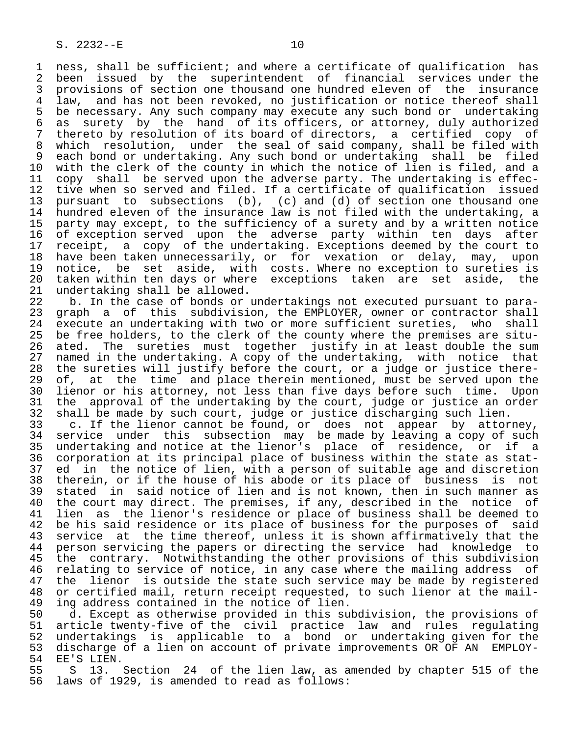ness, shall be sufficient; and where a certificate of qualification has been issued by the superintendent of financial services under the provisions of section one thousand one hundred eleven of the insurance law, and has not been revoked, no justification or notice thereof shall be necessary. Any such company may execute any such bond or undertaking as surety by the hand of its officers, or attorney, duly authorized thereto by resolution of its board of directors, a certified copy of which resolution, under the seal of said company, shall be filed with each bond or undertaking. Any such bond or undertaking shall be filed with the clerk of the county in which the notice of lien is filed, and a copy shall be served upon the adverse party. The undertaking is effective when so served and filed. If a certificate of qualification issued pursuant to subsections (b), (c) and (d) of section one thousand one hundred eleven of the insurance law is not filed with the undertaking, a party may except, to the sufficiency of a surety and by a written notice of exception served upon the adverse party within ten days after receipt, a copy of the undertaking. Exceptions deemed by the court to have been taken unnecessarily, or for vexation or delay, may, upon notice, be set aside, with costs. Where no exception to sureties is taken within ten days or where exceptions taken are set aside, the undertaking shall be allowed.

b. In the case of bonds or undertakings not executed pursuant to paragraph a of this subdivision, the EMPLOYER, owner or contractor shall execute an undertaking with two or more sufficient sureties, who shall be free holders, to the clerk of the county where the premises are situated. The sureties must together justify in at least double the sum named in the undertaking. A copy of the undertaking, with notice that the sureties will justify before the court, or a judge or justice thereof, at the time and place therein mentioned, must be served upon the lienor or his attorney, not less than five days before such time. Upon the approval of the undertaking by the court, judge or justice an order shall be made by such court, judge or justice discharging such lien.

c. If the lienor cannot be found, or does not appear by attorney, service under this subsection may be made by leaving a copy of such undertaking and notice at the lienor's place of residence, or if a corporation at its principal place of business within the state as stated in the notice of lien, with a person of suitable age and discretion therein, or if the house of his abode or its place of business is not stated in said notice of lien and is not known, then in such manner as the court may direct. The premises, if any, described in the notice of lien as the lienor's residence or place of business shall be deemed to be his said residence or its place of business for the purposes of said service at the time thereof, unless it is shown affirmatively that the person servicing the papers or directing the service had knowledge to the contrary. Notwithstanding the other provisions of this subdivision relating to service of notice, in any case where the mailing address of the lienor is outside the state such service may be made by registered or certified mail, return receipt requested, to such lienor at the mailing address contained in the notice of lien.

d. Except as otherwise provided in this subdivision, the provisions of article twenty-five of the civil practice law and rules regulating undertakings is applicable to a bond or undertaking given for the discharge of a lien on account of private improvements OR OF AN EMPLOYEE'S LIEN.

S 13. Section 24 of the lien law, as amended by chapter 515 of the laws of 1929, is amended to read as follows: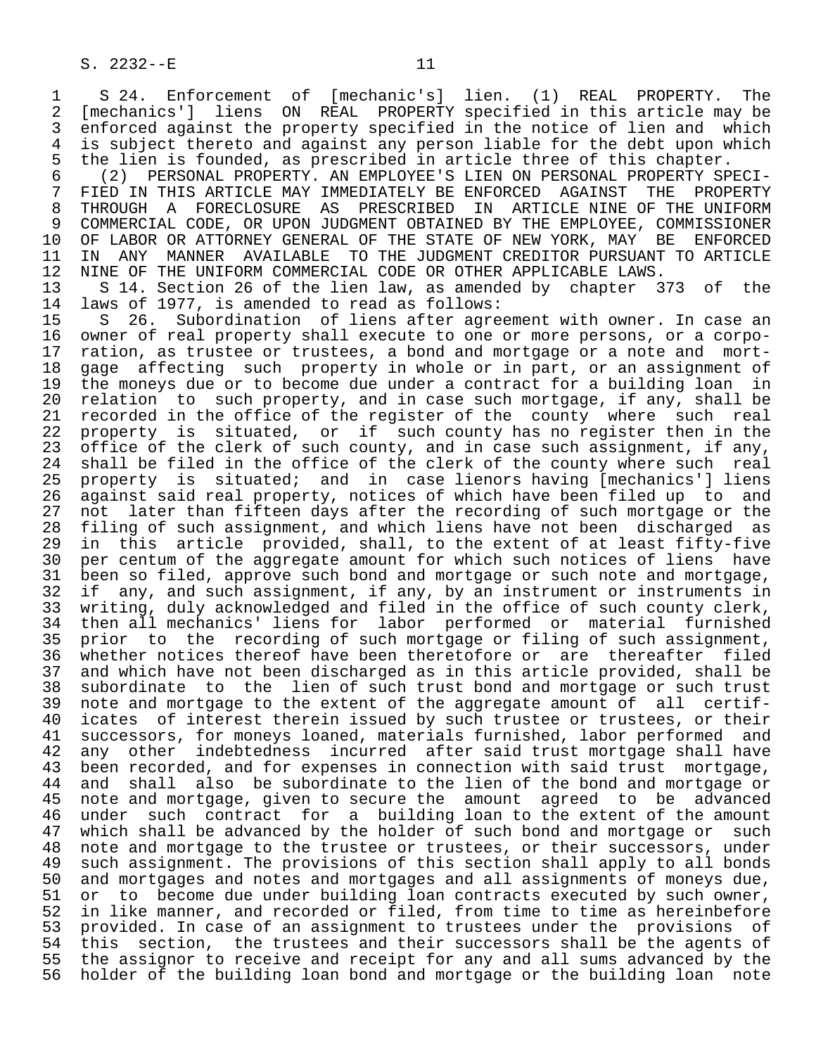S 24. Enforcement of [mechanic's] lien. (1) REAL PROPERTY. The [mechanics'] liens ON REAL PROPERTY specified in this article may be enforced against thereto and against the property specified in the notice of lien and which is subject thereto and against any person liable for the debt upon which the lien is founded, as prescribed in article three of this chapter.

(2) PERSONAL PROPERTY. AN EMPLOYEE'S LIEN ON PERSONAL PROPERTY SPECIFIED IN THIS ARTICLE MAY IMMEDIATELY BE ENFORCED AGAINST THE PROPERTY THROUGH A FORECLOSURE AS PRESCRIBED IN ARTICLE NINE OF THE UNIFORM COMMERCIAL CODE, OR UPON JUDGMENT OBTAINED BY THE EMPLOYEE, COMMISSIONER OF LABOR OR ATTORNEY GENERAL OF THE STATE OF NEW YORK, MAY BE ENFORCED IN ANY MANNER AVAILABLE TO THE JUDGMENT CREDITOR PURSUANT TO ARTICLE NINE OF THE UNIFORM COMMERCIAL CODE OR OTHER APPLICABLE LAWS.

S 14. Section 26 of the lien law, as amended by chapter 373 of the laws of 1977, is amended to read as follows:

S 26. Subordination of liens after agreement with owner. In case an owner of real property shall execute to one or more persons, or a corporation, as trustee or trustees, a bond and mortgage or a note and mortgage affecting such property in whole or in part, or an assignment of the moneys due or to become due under a contract for a building loan in relation to such property, and in case such mortgage, if any, shall be recorded in the office of the register of the county where such real property is situated, or if such county has no register then in the office of the clerk of such county, and in case such assignment, if any, shall be filed in the office of the clerk of the county where such real property is situated; and in case lienors having [mechanics'] liens against said real property, notices of which have been filed up to and not later than fifteen days after the recording of such mortgage or the filing of such assignment, and which liens have not been discharged as in this article provided, shall, to the extent of at least fifty-five per centum of the aggregate amount for which such notices of liens have been so filed, approve such bond and mortgage or such note and mortgage, if any, and such assignment, if any, by an instrument or instruments in writing, duly acknowledged and filed in the office of such county clerk, then all mechanics' liens for labor performed or material furnished prior to the recording of such mortgage or filing of such assignment, whether notices thereof have been theretofore or are thereafter filed and which have not been discharged as in this article provided, shall be subordinate to the lien of such trust bond and mortgage or such trust note and mortgage to the extent of the aggregate amount of all certificates of interest therein issued by such trustee or trustees, or their successors, for moneys loaned, materials furnished, labor performed and any other indebtedness incurred after said trust mortgage shall have been recorded, and for expenses in connection with said trust mortgage, and shall also be subordinate to the lien of the bond and mortgage or note and mortgage, given to secure the amount agreed to be advanced under such contract for a building loan to the extent of the amount which shall be advanced by the holder of such bond and mortgage or such note and mortgage to the trustee or trustees, or their successors, under such assignment. The provisions of this section shall apply to all bonds and mortgages and notes and mortgages and all assignments of moneys due, or to become due under building loan contracts executed by such owner, in like manner, and recorded or filed, from time to time as hereinbefore provided. In case of an assignment to trustees under the provisions of this section, the trustees and their successors shall be the agents of the assignor to receive and receipt for any and all sums advanced by the holder of the building loan bond and mortgage or the building loan note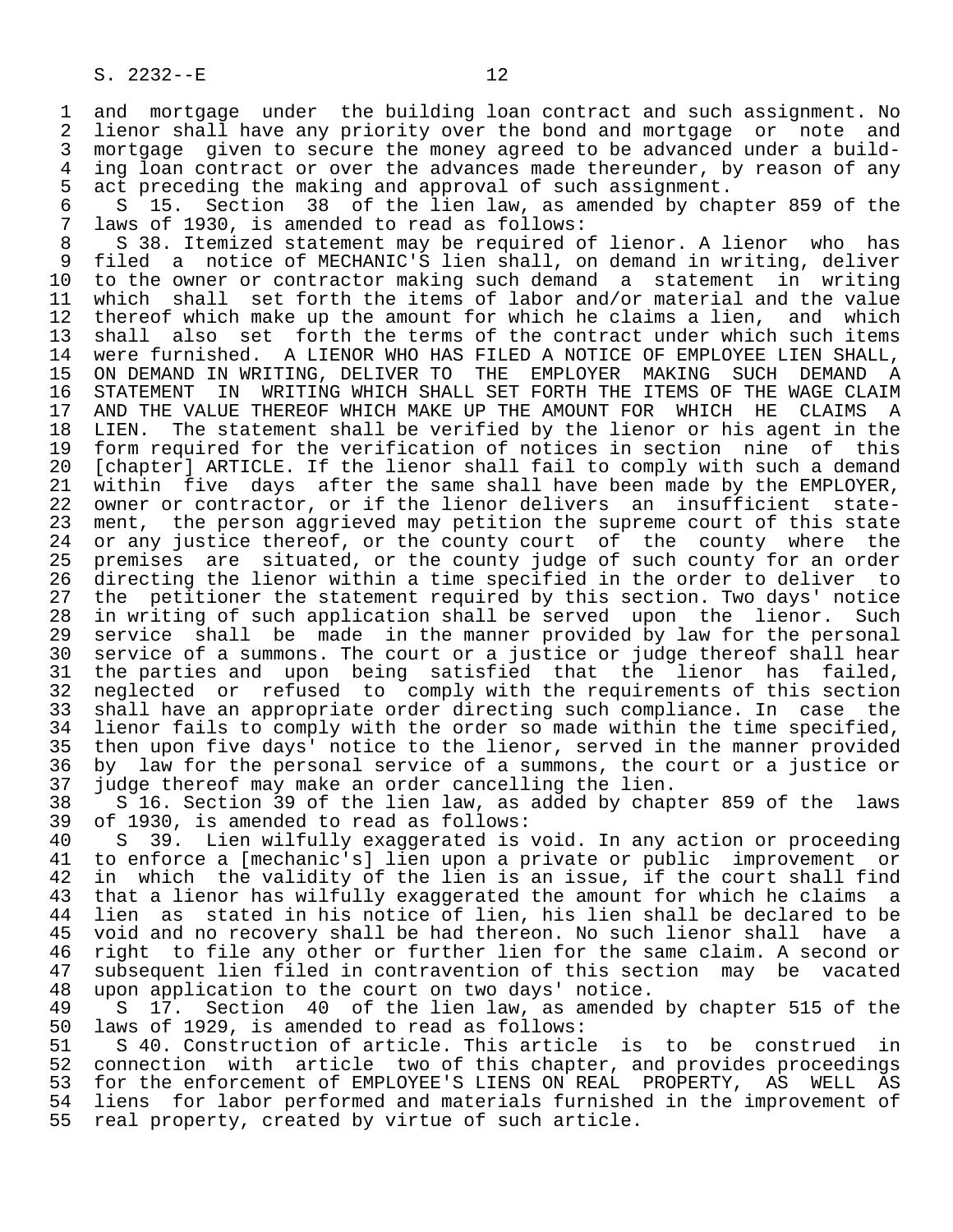and mortgage under the building loan contract and such assignment. No lienor shall have any priority over the bond and mortgage or note and mortgage given to secure the money agreed to be advanced under a building loan contract or over the advances made thereunder, by reason of any act preceding the making and approval of such assignment.

S 15. Section 38 of the lien law, as amended by chapter 859 of the laws of 1930, is amended to read as follows:

S 38. Itemized statement may be required of lienor. A lienor who has filed a notice of MECHANIC'S lien shall, on demand in writing, deliver to the owner or contractor making such demand a statement in writing which shall set forth the items of labor and/or material and the value thereof which make up the amount for which he claims a lien, and which shall also set forth the terms of the contract under which such items were furnished. A LIENOR WHO HAS FILED A NOTICE OF EMPLOYEE LIEN SHALL, ON DEMAND IN WRITING, DELIVER TO THE EMPLOYER MAKING SUCH DEMAND A STATEMENT IN WRITING WHICH SHALL SET FORTH THE ITEMS OF THE WAGE CLAIM AND THE VALUE THEREOF WHICH MAKE UP THE AMOUNT FOR WHICH HE CLAIMS A LIEN. The statement shall be verified by the lienor or his agent in the form required for the verification of notices in section nine of this [chapter] ARTICLE. If the lienor shall fail to comply with such a demand within five days after the same shall have been made by the EMPLOYER, owner or contractor, or if the lienor delivers an insufficient statement, the person aggrieved may petition the supreme court of this state or any justice thereof, or the county court of the county where the premises are situated, or the county judge of such county for an order directing the lienor within a time specified in the order to deliver to the petitioner the statement required by this section. Two days' notice in writing of such application shall be served upon the lienor. Such service shall be made in the manner provided by law for the personal service of a summons. The court or a justice or judge thereof shall hear the parties and upon being satisfied that the lienor has failed, neglected or refused to comply with the requirements of this section shall have an appropriate order directing such compliance. In case the lienor fails to comply with the order so made within the time specified, then upon five days' notice to the lienor, served in the manner provided by law for the personal service of a summons, the court or a justice or judge thereof may make an order cancelling the lien.

S 16. Section 39 of the lien law, as added by chapter 859 of the laws of 1930, is amended to read as follows:

S 39. Lien wilfully exaggerated is void. In any action or proceeding to enforce a [mechanic's] lien upon a private or public improvement or in which the validity of the lien is an issue, if the court shall find that a lienor has wilfully exaggerated the amount for which he claims a lien as stated in his notice of lien, his lien shall be declared to be void and no recovery shall be had thereon. No such lienor shall have a right to file any other or further lien for the same claim. A second or subsequent lien filed in contravention of this section may be vacated upon application to the court on two days' notice.

S 17. Section 40 of the lien law, as amended by chapter 515 of the laws of 1929, is amended to read as follows:

S 40. Construction of article. This article is to be construed in connection with article two of this chapter, and provides proceedings for the enforcement of EMPLOYEE'S LIENS ON REAL PROPERTY, AS WELL AS liens for labor performed and materials furnished in the improvement of real property, created by virtue of such article.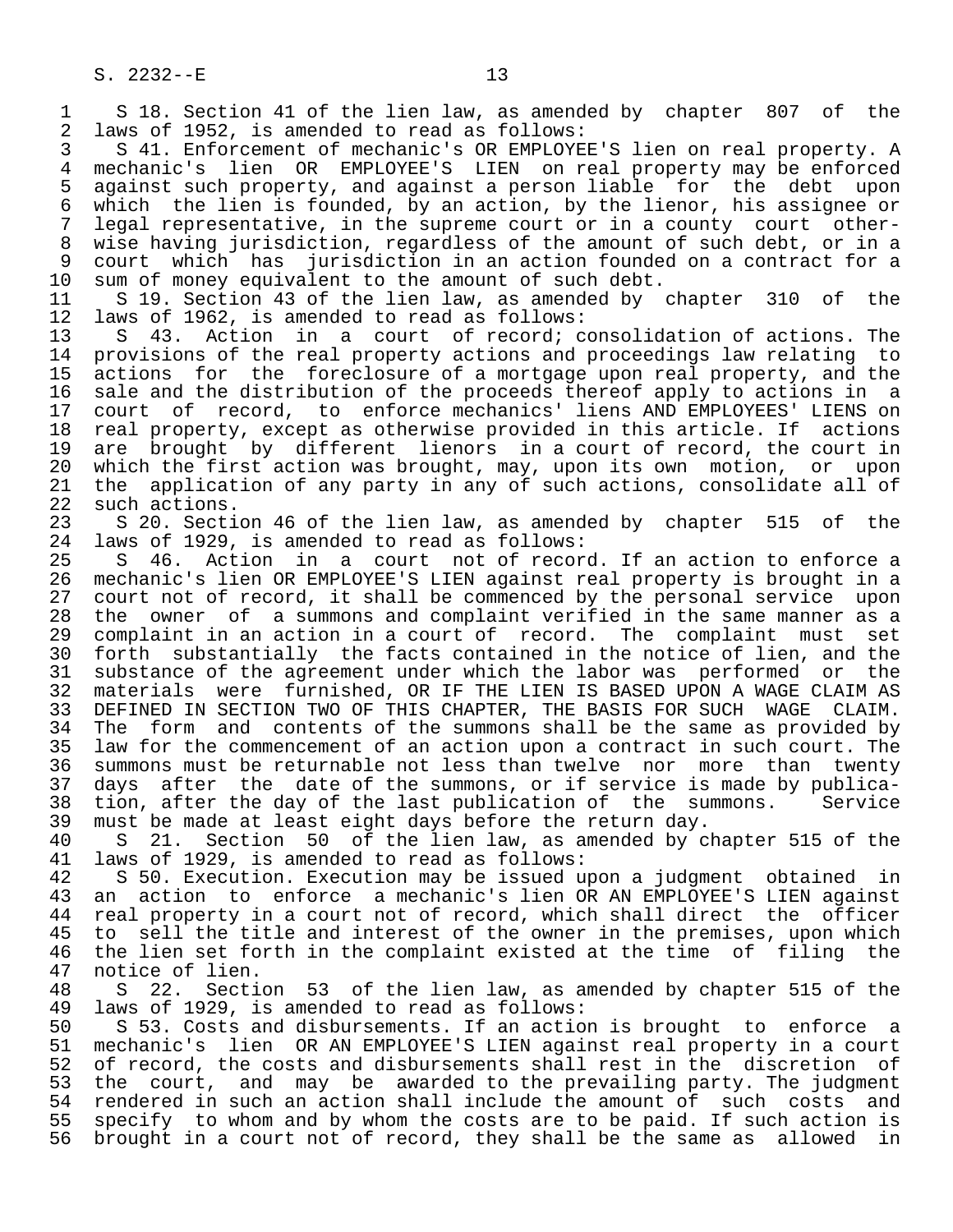S 18. Section 41 of the lien law, as amended by chapter 807 of the laws of 1952, is amended to read as follows:

S 41. Enforcement of mechanic's OR EMPLOYEE'S lien on real property. A mechanic's lien OR EMPLOYEE'S LIEN on real property may be enforced against such property, and against a person liable for the debt upon which the lien is founded, by an action, by the lienor, his assignee or legal representative, in the supreme court or in a county court otherwise having jurisdiction, regardless of the amount of such debt, or in a court which has jurisdiction in an action founded on a contract for a sum of money equivalent to the amount of such debt.

S 19. Section 43 of the lien law, as amended by chapter 310 of the laws of 1962, is amended to read as follows:

S 43. Action in a court of record; consolidation of actions. The provisions of the real property actions and proceedings law relating to actions for the foreclosure of a mortgage upon real property, and the sale and the distribution of the proceeds thereof apply to actions in a court of record, to enforce mechanics' liens AND EMPLOYEES' LIENS on real property, except as otherwise provided in this article. If actions are brought by different lienors in a court of record, the court in which the first action was brought, may, upon its own motion, or upon the application of any party in any of such actions, consolidate all of such actions.

S 20. Section 46 of the lien law, as amended by chapter 515 of the laws of 1929, is amended to read as follows:

S 46. Action in a court not of record. If an action to enforce a mechanic's lien OR EMPLOYEE'S LIEN against real property is brought in a court not of record, it shall be commenced by the personal service upon the owner of a summons and complaint verified in the same manner as a complaint in an action in a court of record. The complaint must set forth substantially the facts contained in the notice of lien, and the substance of the agreement under which the labor was performed or the materials were furnished, OR IF THE LIEN IS BASED UPON A WAGE CLAIM AS DEFINED IN SECTION TWO OF THIS CHAPTER, THE BASIS FOR SUCH WAGE CLAIM. The form and contents of the summons shall be the same as provided by law for the commencement of an action upon a contract in such court. The summons must be returnable not less than twelve nor more than twenty days after the date of the summons, or if service is made by publication, after the day of the last publication of the summons. Service must be made at least eight days before the return day.

S 21. Section 50 of the lien law, as amended by chapter 515 of the laws of 1929, is amended to read as follows:

S 50. Execution. Execution may be issued upon a judgment obtained in an action to enforce a mechanic's lien OR AN EMPLOYEE'S LIEN against real property in a court not of record, which shall direct the officer to sell the title and interest of the owner in the premises, upon which the lien set forth in the complaint existed at the time of filing the notice of lien.

S 22. Section 53 of the lien law, as amended by chapter 515 of the laws of 1929, is amended to read as follows:

S 53. Costs and disbursements. If an action is brought to enforce a mechanic's lien OR AN EMPLOYEE'S LIEN against real property in a court of record, the costs and disbursements shall rest in the discretion of the court, and may be awarded to the prevailing party. The judgment rendered in such an action shall include the amount of such costs and specify to whom and by whom the costs are to be paid. If such action is brought in a court not of record, they shall be the same as allowed in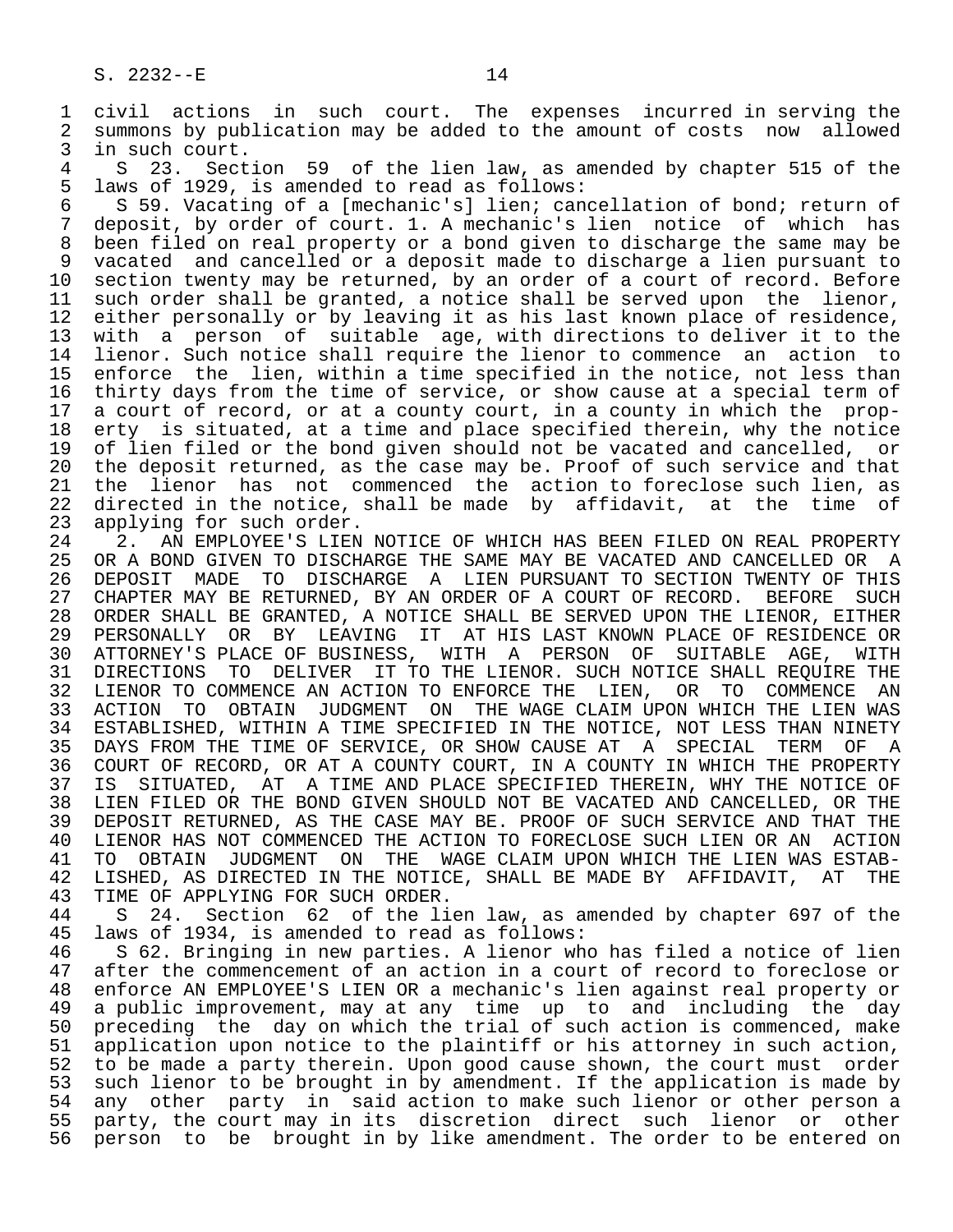civil actions in such court. The expenses incurred in serving the summons by publication may be added to the amount of costs now allowed in such court.

S 23. Section 59 of the lien law, as amended by chapter 515 of the laws of 1929, is amended to read as follows:

S 59. Vacating of a [mechanic's] lien; cancellation of bond; return of deposit, by order of court. 1. A mechanic's lien notice of which has been filed on real property or a bond given to discharge the same may be vacated and cancelled or a deposit made to discharge a lien pursuant to section twenty may be returned, by an order of a court of record. Before such order shall be granted, a notice shall be served upon the lienor, either personally or by leaving it as his last known place of residence, with a person of suitable age, with directions to deliver it to the lienor. Such notice shall require the lienor to commence an action to enforce the lien, within a time specified in the notice, not less than thirty days from the time of service, or show cause at a special term of a court of record, or at a county court, in a county in which the property is situated, at a time and place specified therein, why the notice of lien filed or the bond given should not be vacated and cancelled, or the deposit returned, as the case may be. Proof of such service and that the lienor has not commenced the action to foreclose such lien, as directed in the notice, shall be made by affidavit, at the time of applying for such order.

2. AN EMPLOYEE'S LIEN NOTICE OF WHICH HAS BEEN FILED ON REAL PROPERTY OR A BOND GIVEN TO DISCHARGE THE SAME MAY BE VACATED AND CANCELLED OR A DEPOSIT MADE TO DISCHARGE A LIEN PURSUANT TO SECTION TWENTY OF THIS CHAPTER MAY BE RETURNED, BY AN ORDER OF A COURT OF RECORD. BEFORE SUCH ORDER SHALL BE GRANTED, A NOTICE SHALL BE SERVED UPON THE LIENOR, EITHER PERSONALLY OR BY LEAVING IT AT HIS LAST KNOWN PLACE OF RESIDENCE OR ATTORNEY'S PLACE OF BUSINESS, WITH A PERSON OF SUITABLE AGE, WITH DIRECTIONS TO DELIVER IT TO THE LIENOR. SUCH NOTICE SHALL REQUIRE THE LIENOR TO COMMENCE AN ACTION TO ENFORCE THE LIEN, OR TO COMMENCE AN ACTION TO OBTAIN JUDGMENT ON THE WAGE CLAIM UPON WHICH THE LIEN WAS ESTABLISHED, WITHIN A TIME SPECIFIED IN THE NOTICE, NOT LESS THAN NINETY DAYS FROM THE TIME OF SERVICE, OR SHOW CAUSE AT A SPECIAL TERM OF A COURT OF RECORD, OR AT A COUNTY COURT, IN A COUNTY IN WHICH THE PROPERTY IS SITUATED, AT A TIME AND PLACE SPECIFIED THEREIN, WHY THE NOTICE OF LIEN FILED OR THE BOND GIVEN SHOULD NOT BE VACATED AND CANCELLED, OR THE DEPOSIT RETURNED, AS THE CASE MAY BE. PROOF OF SUCH SERVICE AND THAT THE LIENOR HAS NOT COMMENCED THE ACTION TO FORECLOSE SUCH LIEN OR AN ACTION TO OBTAIN JUDGMENT ON THE WAGE CLAIM UPON WHICH THE LIEN WAS ESTABLISHED, AS DIRECTED IN THE NOTICE, SHALL BE MADE BY AFFIDAVIT, AT THE TIME OF APPLYING FOR SUCH ORDER.

S 24. Section 62 of the lien law, as amended by chapter 697 of the laws of 1934, is amended to read as follows:

S 62. Bringing in new parties. A lienor who has filed a notice of lien after the commencement of an action in a court of record to foreclose or enforce AN EMPLOYEE'S LIEN OR a mechanic's lien against real property or a public improvement, may at any time up to and including the day preceding the day on which the trial of such action is commenced, make application upon notice to the plaintiff or his attorney in such action, to be made a party therein. Upon good cause shown, the court must order such lienor to be brought in by amendment. If the application is made by any other party in said action to make such lienor or other person a party, the court may in its discretion direct such lienor or other person to be brought in by like amendment. The order to be entered on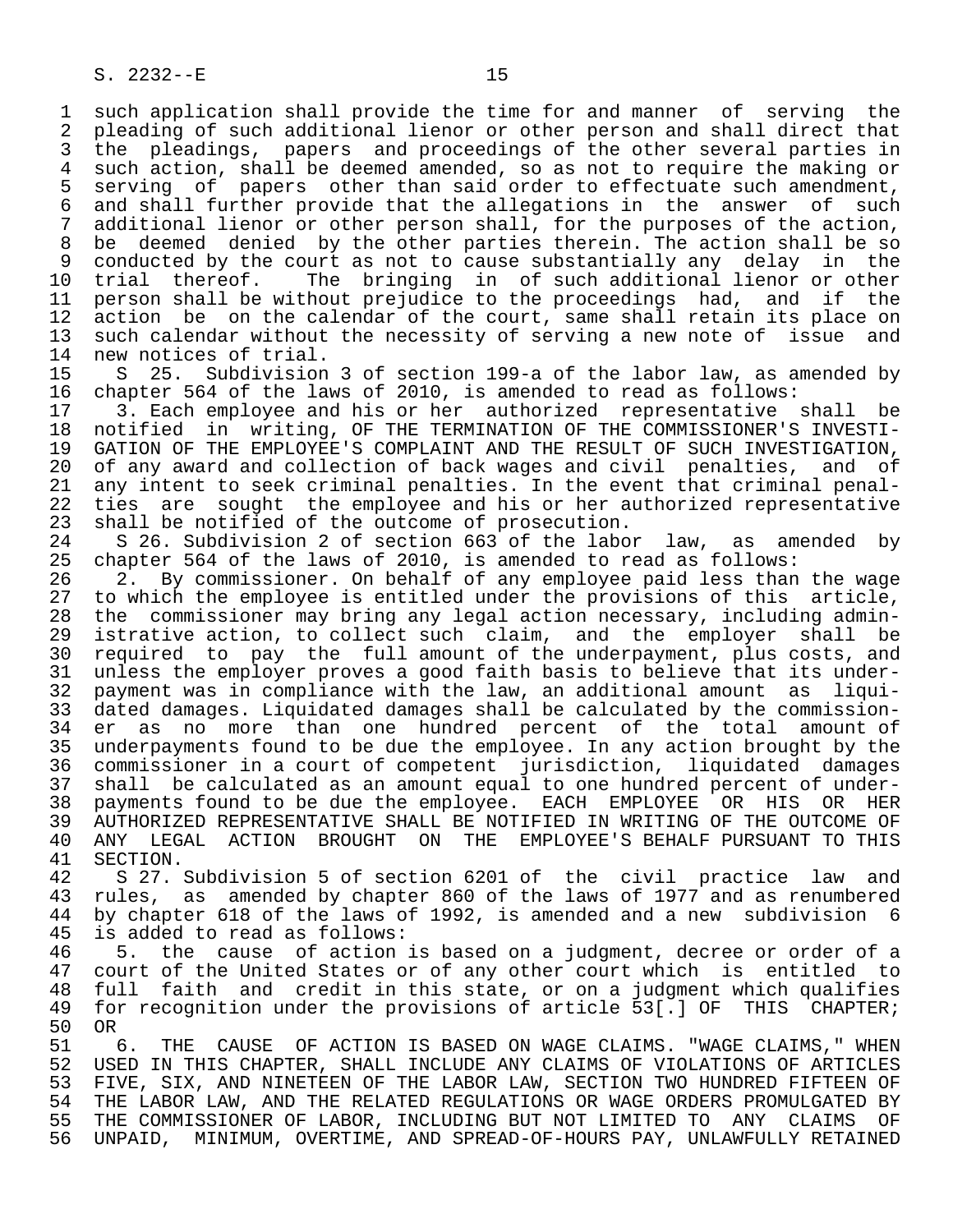such application shall provide the time for and manner of serving the pleading of such additional lienor or other person and shall direct that the pleadings, papers and proceedings of the other several parties in such action, shall be deemed amended, so as not to require the making or serving of papers other than said order to effectuate such amendment, and shall further provide that the allegations in the answer of such additional lienor or other person shall, for the purposes of the action, be deemed denied by the other parties therein. The action shall be so conducted by the court as not to cause substantially any delay in the trial thereof. The bringing in of such additional lienor or other person shall be without prejudice to the proceedings had, and if the action be on the calendar of the court, same shall retain its place on such calendar without the necessity of serving a new note of issue and new notices of trial.

S 25. Subdivision 3 of section 199-a of the labor law, as amended by chapter 564 of the laws of 2010, is amended to read as follows:

3. Each employee and his or her authorized representative shall be notified in writing, OF THE TERMINATION OF THE COMMISSIONER'S INVESTIGATION OF THE EMPLOYEE'S COMPLAINT AND THE RESULT OF SUCH INVESTIGATION, of any award and collection of back wages and civil penalties, and of any intent to seek criminal penalties. In the event that criminal penalties are sought the employee and his or her authorized representative shall be notified of the outcome of prosecution.

S 26. Subdivision 2 of section 663 of the labor law, as amended by chapter 564 of the laws of 2010, is amended to read as follows:

2. By commissioner. On behalf of any employee paid less than the wage to which the employee is entitled under the provisions of this article, the commissioner may bring any legal action necessary, including administrative action, to collect such claim, and the employer shall be required to pay the full amount of the underpayment, plus costs, and unless the employer proves a good faith basis to believe that its underpayment was in compliance with the law, an additional amount as liquidated damages. Liquidated damages shall be calculated by the commissioner as no more than one hundred percent of the total amount of underpayments found to be due the employee. In any action brought by the commissioner in a court of competent jurisdiction, liquidated damages shall be calculated as an amount equal to one hundred percent of underpayments found to be due the employee. EACH EMPLOYEE OR HIS OR HER AUTHORIZED REPRESENTATIVE SHALL BE NOTIFIED IN WRITING OF THE OUTCOME OF ANY LEGAL ACTION BROUGHT ON THE EMPLOYEE'S BEHALF PURSUANT TO THIS SECTION.

S 27. Subdivision 5 of section 6201 of the civil practice law and rules, as amended by chapter 860 of the laws of 1977 and as renumbered by chapter 618 of the laws of 1992, is amended and a new subdivision 6 is added to read as follows:

5. the cause of action is based on a judgment, decree or order of a court of the United States or of any other court which is entitled to full faith and credit in this state, or on a judgment which qualifies for recognition under the provisions of article 53[.] OF THIS CHAPTER; OR

6. THE CAUSE OF ACTION IS BASED ON WAGE CLAIMS. "WAGE CLAIMS," WHEN USED IN THIS CHAPTER, SHALL INCLUDE ANY CLAIMS OF VIOLATIONS OF ARTICLES FIVE, SIX, AND NINETEEN OF THE LABOR LAW, SECTION TWO HUNDRED FIFTEEN OF THE LABOR LAW, AND THE RELATED REGULATIONS OR WAGE ORDERS PROMULGATED BY THE COMMISSIONER OF LABOR, INCLUDING BUT NOT LIMITED TO ANY CLAIMS OF UNPAID, MINIMUM, OVERTIME, AND SPREAD-OF-HOURS PAY, UNLAWFULLY RETAINED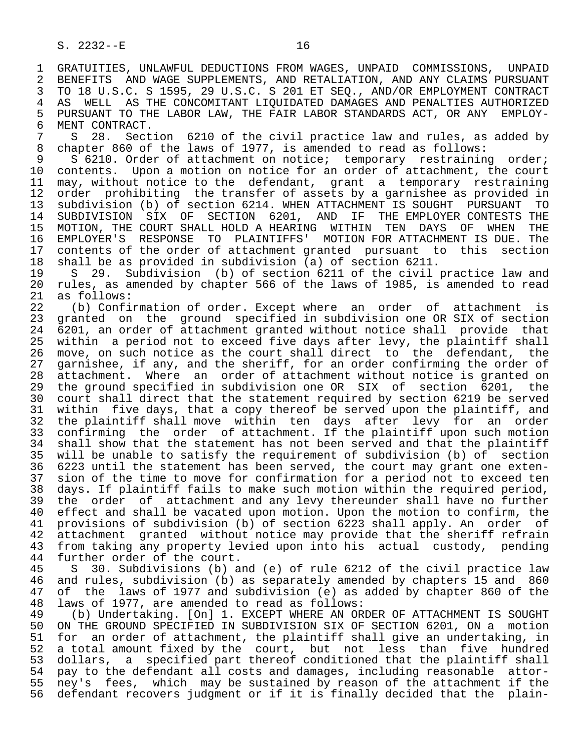GRATUITIES, UNLAWFUL DEDUCTIONS FROM WAGES, UNPAID COMMISSIONS, UNPAID BENEFITS AND WAGE SUPPLEMENTS, AND RETALIATION, AND ANY CLAIMS PURSUANT TO 18 U.S.C. S 1595, 29 U.S.C. S 201 ET SEQ., AND/OR EMPLOYMENT CONTRACT AS WELL AS THE CONCOMITANT LIQUIDATED DAMAGES AND PENALTIES AUTHORIZED PURSUANT TO THE LABOR LAW, THE FAIR LABOR STANDARDS ACT, OR ANY EMPLOYMENT CONTRACT.

S 28. Section 6210 of the civil practice law and rules, as added by chapter 860 of the laws of 1977, is amended to read as follows:

S 6210. Order of attachment on notice; temporary restraining order; contents. Upon a motion on notice for an order of attachment, the court may, without notice to the defendant, grant a temporary restraining order prohibiting the transfer of assets by a garnishee as provided in subdivision (b) of section 6214. WHEN ATTACHMENT IS SOUGHT PURSUANT TO SUBDIVISION SIX OF SECTION 6201, AND IF THE EMPLOYER CONTESTS THE MOTION, THE COURT SHALL HOLD A HEARING WITHIN TEN DAYS OF WHEN THE EMPLOYER'S RESPONSE TO PLAINTIFFS' MOTION FOR ATTACHMENT IS DUE. The contents of the order of attachment granted pursuant to this section shall be as provided in subdivision (a) of section 6211.

S 29. Subdivision (b) of section 6211 of the civil practice law and rules, as amended by chapter 566 of the laws of 1985, is amended to read as follows:

(b) Confirmation of order. Except where an order of attachment is granted on the ground specified in subdivision one OR SIX of section 6201, an order of attachment granted without notice shall provide that within a period not to exceed five days after levy, the plaintiff shall move, on such notice as the court shall direct to the defendant, the garnishee, if any, and the sheriff, for an order confirming the order of attachment. Where an order of attachment without notice is granted on the ground specified in subdivision one OR SIX of section 6201, the court shall direct that the statement required by section 6219 be served within five days, that a copy thereof be served upon the plaintiff, and the plaintiff shall move within ten days after levy for an order confirming the order of attachment. If the plaintiff upon such motion shall show that the statement has not been served and that the plaintiff will be unable to satisfy the requirement of subdivision (b) of section 6223 until the statement has been served, the court may grant one extension of the time to move for confirmation for a period not to exceed ten days. If plaintiff fails to make such motion within the required period, the order of attachment and any levy thereunder shall have no further effect and shall be vacated upon motion. Upon the motion to confirm, the provisions of subdivision (b) of section 6223 shall apply. An order of attachment granted without notice may provide that the sheriff refrain from taking any property levied upon into his actual custody, pending further order of the court.

S 30. Subdivisions (b) and (e) of rule 6212 of the civil practice law and rules, subdivision (b) as separately amended by chapters 15 and 860 of the laws of 1977 and subdivision (e) as added by chapter 860 of the laws of 1977, are amended to read as follows:

(b) Undertaking. [On] 1. EXCEPT WHERE AN ORDER OF ATTACHMENT IS SOUGHT ON THE GROUND SPECIFIED IN SUBDIVISION SIX OF SECTION 6201, ON a motion for an order of attachment, the plaintiff shall give an undertaking, in a total amount fixed by the court, but not less than five hundred dollars, a specified part thereof conditioned that the plaintiff shall pay to the defendant all costs and damages, including reasonable attorney's fees, which may be sustained by reason of the attachment if the defendant recovers judgment or if it is finally decided that the plain-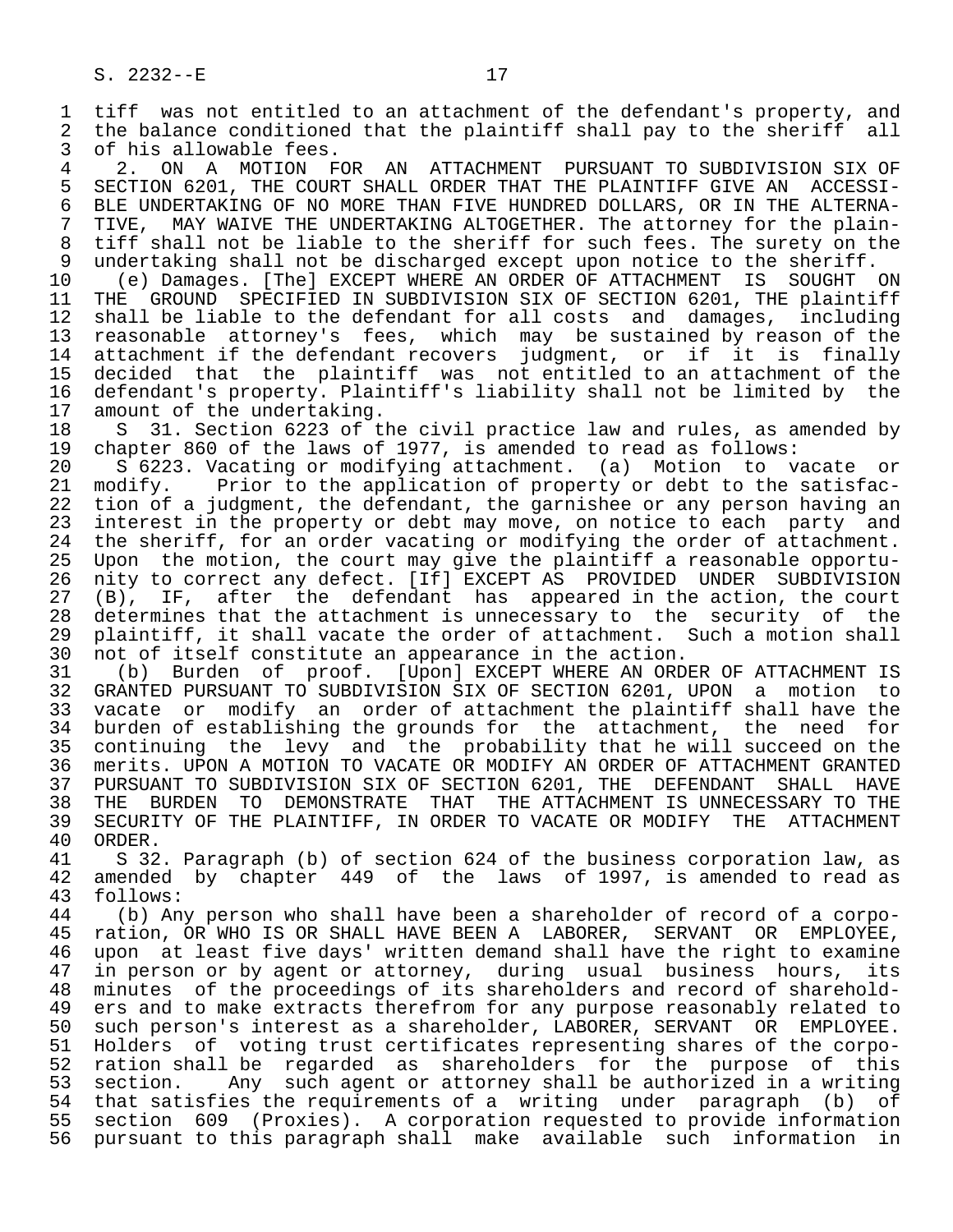tiff was not entitled to an attachment of the defendant's property, and the balance conditioned that the plaintiff shall pay to the sheriff all of his allowable fees.

2. ON A MOTION FOR AN ATTACHMENT PURSUANT TO SUBDIVISION SIX OF SECTION 6201, THE COURT SHALL ORDER THAT THE PLAINTIFF GIVE AN ACCESSIBLE UNDERTAKING OF NO MORE THAN FIVE HUNDRED DOLLARS, OR IN THE ALTERNATIVE, MAY WAIVE THE UNDERTAKING ALTOGETHER. The attorney for the plaintiff shall not be liable to the sheriff for such fees. The surety on the undertaking shall not be discharged except upon notice to the sheriff.

(e) Damages. [The] EXCEPT WHERE AN ORDER OF ATTACHMENT IS SOUGHT ON THE GROUND SPECIFIED IN SUBDIVISION SIX OF SECTION 6201, THE plaintiff shall be liable to the defendant for all costs and damages, including reasonable attorney's fees, which may be sustained by reason of the attachment if the defendant recovers judgment, or if it is finally decided that the plaintiff was not entitled to an attachment of the defendant's property. Plaintiff's liability shall not be limited by the amount of the undertaking.

S 31. Section 6223 of the civil practice law and rules, as amended by chapter 860 of the laws of 1977, is amended to read as follows:

S 6223. Vacating or modifying attachment. (a) Motion to vacate or modify. Prior to the application of property or debt to the satisfaction of a judgment, the defendant, the garnishee or any person having an interest in the property or debt may move, on notice to each party and the sheriff, for an order vacating or modifying the order of attachment. Upon the motion, the court may give the plaintiff a reasonable opportunity to correct any defect. [If] EXCEPT AS PROVIDED UNDER SUBDIVISION (B), IF, after the defendant has appeared in the action, the court determines that the attachment is unnecessary to the security of the plaintiff, it shall vacate the order of attachment. Such a motion shall not of itself constitute an appearance in the action.

(b) Burden of proof. [Upon] EXCEPT WHERE AN ORDER OF ATTACHMENT IS GRANTED PURSUANT TO SUBDIVISION SIX OF SECTION 6201, UPON a motion to vacate or modify an order of attachment the plaintiff shall have the burden of establishing the grounds for the attachment, the need for continuing the levy and the probability that he will succeed on the merits. UPON A MOTION TO VACATE OR MODIFY AN ORDER OF ATTACHMENT GRANTED PURSUANT TO SUBDIVISION SIX OF SECTION 6201, THE DEFENDANT SHALL HAVE THE BURDEN TO DEMONSTRATE THAT THE ATTACHMENT IS UNNECESSARY TO THE SECURITY OF THE PLAINTIFF, IN ORDER TO VACATE OR MODIFY THE ATTACHMENT ORDER.

S 32. Paragraph (b) of section 624 of the business corporation law, as amended by chapter 449 of the laws of 1997, is amended to read as follows:

(b) Any person who shall have been a shareholder of record of a corporation, OR WHO IS OR SHALL HAVE BEEN A LABORER, SERVANT OR EMPLOYEE, upon at least five days' written demand shall have the right to examine in person or by agent or attorney, during usual business hours, its minutes of the proceedings of its shareholders and record of shareholders and to make extracts therefrom for any purpose reasonably related to such person's interest as a shareholder, LABORER, SERVANT OR EMPLOYEE. Holders of voting trust certificates representing shares of the corporation shall be regarded as shareholders for the purpose of this section. Any such agent or attorney shall be authorized in a writing that satisfies the requirements of a writing under paragraph (b) of section 609 (Proxies). A corporation requested to provide information pursuant to this paragraph shall make available such information in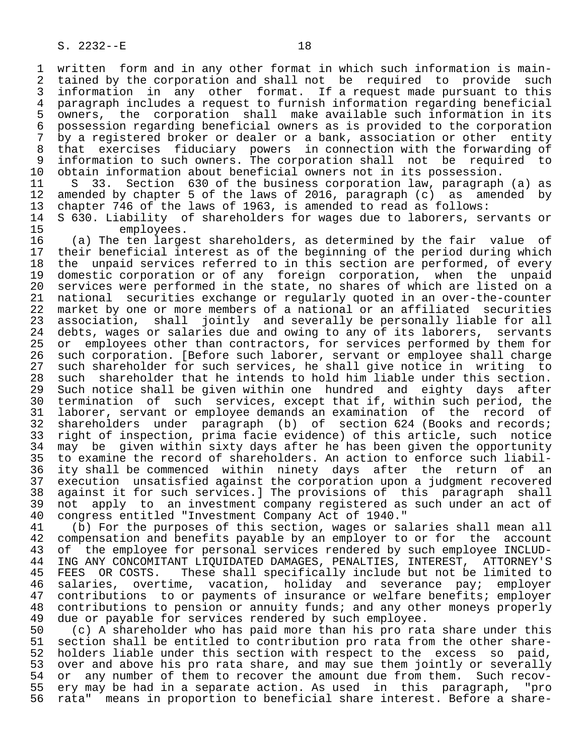written form and in any other format in which such information is maintained by the corporation and shall not be required to provide such information in any other format. If a request made pursuant to this paragraph includes a request to furnish information regarding beneficial owners, the corporation shall make available such information in its possession regarding beneficial owners as is provided to the corporation by a registered broker or dealer or a bank, association or other entity that exercises fiduciary powers in connection with the forwarding of information to such owners. The corporation shall not be required to obtain information about beneficial owners not in its possession.

S 33. Section 630 of the business corporation law, paragraph (a) as amended by chapter 5 of the laws of 2016, paragraph (c) as amended by chapter 746 of the laws of 1963, is amended to read as follows:

S 630. Liability of shareholders for wages due to laborers, servants or employees.

(a) The ten largest shareholders, as determined by the fair value of their beneficial interest as of the beginning of the period during which the unpaid services referred to in this section are performed, of every domestic corporation or of any foreign corporation, when the unpaid services were performed in the state, no shares of which are listed on a national securities exchange or regularly quoted in an over-the-counter market by one or more members of a national or an affiliated securities association, shall jointly and severally be personally liable for all debts, wages or salaries due and owing to any of its laborers, servants or employees other than contractors, for services performed by them for such corporation. [Before such laborer, servant or employee shall charge such shareholder for such services, he shall give notice in writing to such shareholder that he intends to hold him liable under this section. Such notice shall be given within one hundred and eighty days after termination of such services, except that if, within such period, the laborer, servant or employee demands an examination of the record of shareholders under paragraph (b) of section 624 (Books and records; right of inspection, prima facie evidence) of this article, such notice may be given within sixty days after he has been given the opportunity to examine the record of shareholders. An action to enforce such liability shall be commenced within ninety days after the return of an execution unsatisfied against the corporation upon a judgment recovered against it for such services.] The provisions of this paragraph shall not apply to an investment company registered as such under an act of congress entitled "Investment Company Act of 1940."

(b) For the purposes of this section, wages or salaries shall mean all compensation and benefits payable by an employer to or for the account of the employee for personal services rendered by such employee INCLUDING ANY CONCOMITANT LIQUIDATED DAMAGES, PENALTIES, INTEREST, ATTORNEY'S FEES OR COSTS. These shall specifically include but not be limited to salaries, overtime, vacation, holiday and severance pay; employer contributions to or payments of insurance or welfare benefits; employer contributions to pension or annuity funds; and any other moneys properly due or payable for services rendered by such employee.

(c) A shareholder who has paid more than his pro rata share under this section shall be entitled to contribution pro rata from the other shareholders liable under this section with respect to the excess so paid, over and above his pro rata share, and may sue them jointly or severally or any number of them to recover the amount due from them. Such recovery may be had in a separate action. As used in this paragraph, "pro rata" means in proportion to beneficial share interest. Before a share-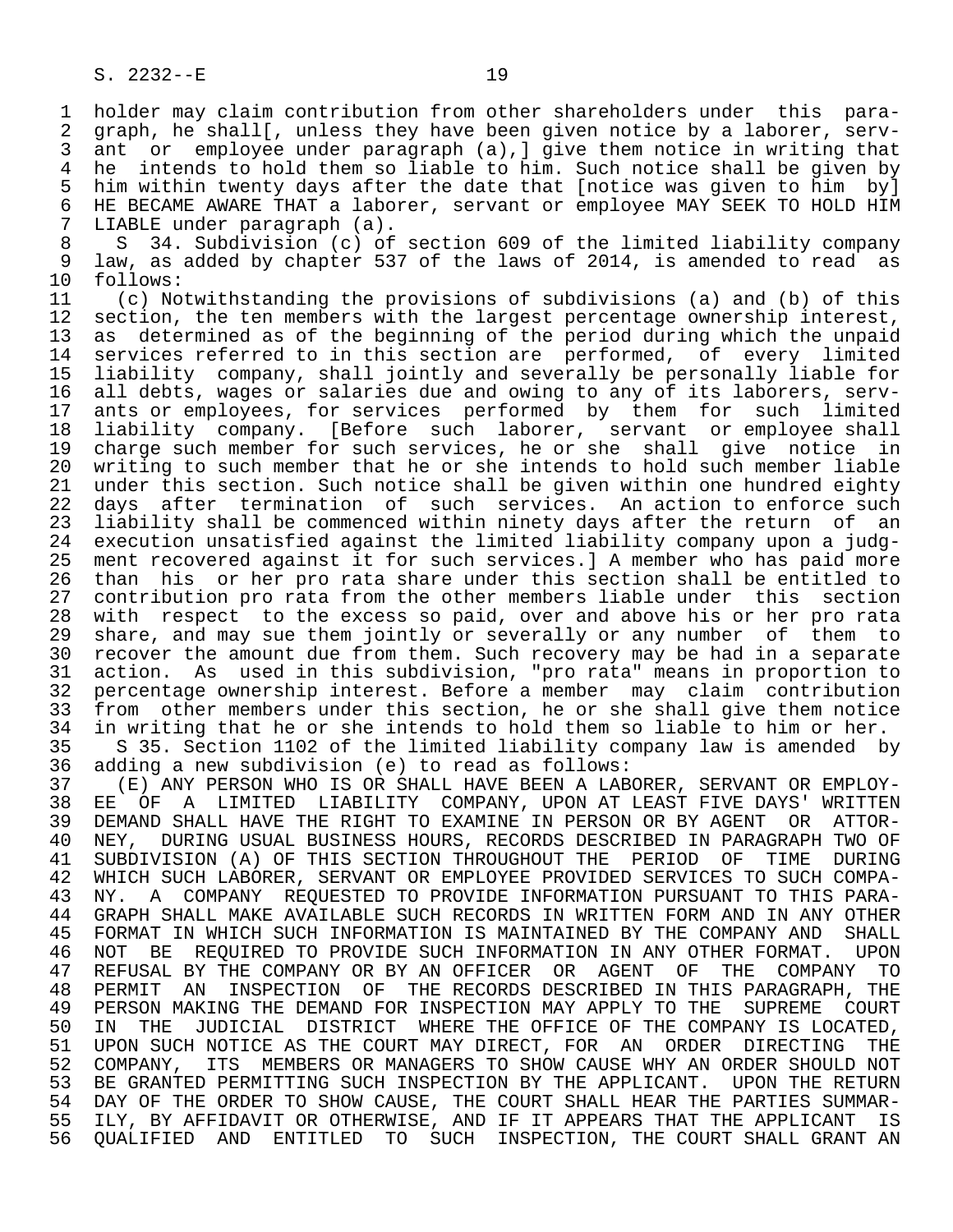holder may claim contribution from other shareholders under this paragraph, he shall[, unless they have been given notice by a laborer, servant or employee under paragraph (a),] give them notice in writing that he intends to hold them so liable to him. Such notice shall be given by him within twenty days after the date that [notice was given to him by] HE BECAME AWARE THAT a laborer, servant or employee MAY SEEK TO HOLD HIM LIABLE under paragraph (a).

S 34. Subdivision (c) of section 609 of the limited liability company law, as added by chapter 537 of the laws of 2014, is amended to read as follows:

(c) Notwithstanding the provisions of subdivisions (a) and (b) of this section, the ten members with the largest percentage ownership interest, as determined as of the beginning of the period during which the unpaid services referred to in this section are performed, of every limited liability company, shall jointly and severally be personally liable for all debts, wages or salaries due and owing to any of its laborers, servants or employees, for services performed by them for such limited liability company. [Before such laborer, servant or employee shall charge such member for such services, he or she shall give notice in writing to such member that he or she intends to hold such member liable under this section. Such notice shall be given within one hundred eighty days after termination of such services. An action to enforce such liability shall be commenced within ninety days after the return of an execution unsatisfied against the limited liability company upon a judgment recovered against it for such services.] A member who has paid more than his or her pro rata share under this section shall be entitled to contribution pro rata from the other members liable under this section with respect to the excess so paid, over and above his or her pro rata share, and may sue them jointly or severally or any number of them to recover the amount due from them. Such recovery may be had in a separate action. As used in this subdivision, "pro rata" means in proportion to percentage ownership interest. Before a member may claim contribution from other members under this section, he or she shall give them notice in writing that he or she intends to hold them so liable to him or her.

S 35. Section 1102 of the limited liability company law is amended by adding a new subdivision (e) to read as follows:

(E) ANY PERSON WHO IS OR SHALL HAVE BEEN A LABORER, SERVANT OR EMPLOYEE OF A LIMITED LIABILITY COMPANY, UPON AT LEAST FIVE DAYS' WRITTEN DEMAND SHALL HAVE THE RIGHT TO EXAMINE IN PERSON OR BY AGENT OR ATTORNEY, DURING USUAL BUSINESS HOURS, RECORDS DESCRIBED IN PARAGRAPH TWO OF SUBDIVISION (A) OF THIS SECTION THROUGHOUT THE PERIOD OF TIME DURING WHICH SUCH LABORER, SERVANT OR EMPLOYEE PROVIDED SERVICES TO SUCH COMPANY. A COMPANY REQUESTED TO PROVIDE INFORMATION PURSUANT TO THIS PARAGRAPH SHALL MAKE AVAILABLE SUCH RECORDS IN WRITTEN FORM AND IN ANY OTHER FORMAT IN WHICH SUCH INFORMATION IS MAINTAINED BY THE COMPANY AND SHALL NOT BE REQUIRED TO PROVIDE SUCH INFORMATION IN ANY OTHER FORMAT. UPON REFUSAL BY THE COMPANY OR BY AN OFFICER OR AGENT OF THE COMPANY TO PERMIT AN INSPECTION OF THE RECORDS DESCRIBED IN THIS PARAGRAPH, THE PERSON MAKING THE DEMAND FOR INSPECTION MAY APPLY TO THE SUPREME COURT IN THE JUDICIAL DISTRICT WHERE THE OFFICE OF THE COMPANY IS LOCATED, UPON SUCH NOTICE AS THE COURT MAY DIRECT, FOR AN ORDER DIRECTING THE COMPANY, ITS MEMBERS OR MANAGERS TO SHOW CAUSE WHY AN ORDER SHOULD NOT BE GRANTED PERMITTING SUCH INSPECTION BY THE APPLICANT. UPON THE RETURN DAY OF THE ORDER TO SHOW CAUSE, THE COURT SHALL HEAR THE PARTIES SUMMARILY, BY AFFIDAVIT OR OTHERWISE, AND IF IT APPEARS THAT THE APPLICANT IS QUALIFIED AND ENTITLED TO SUCH INSPECTION, THE COURT SHALL GRANT AN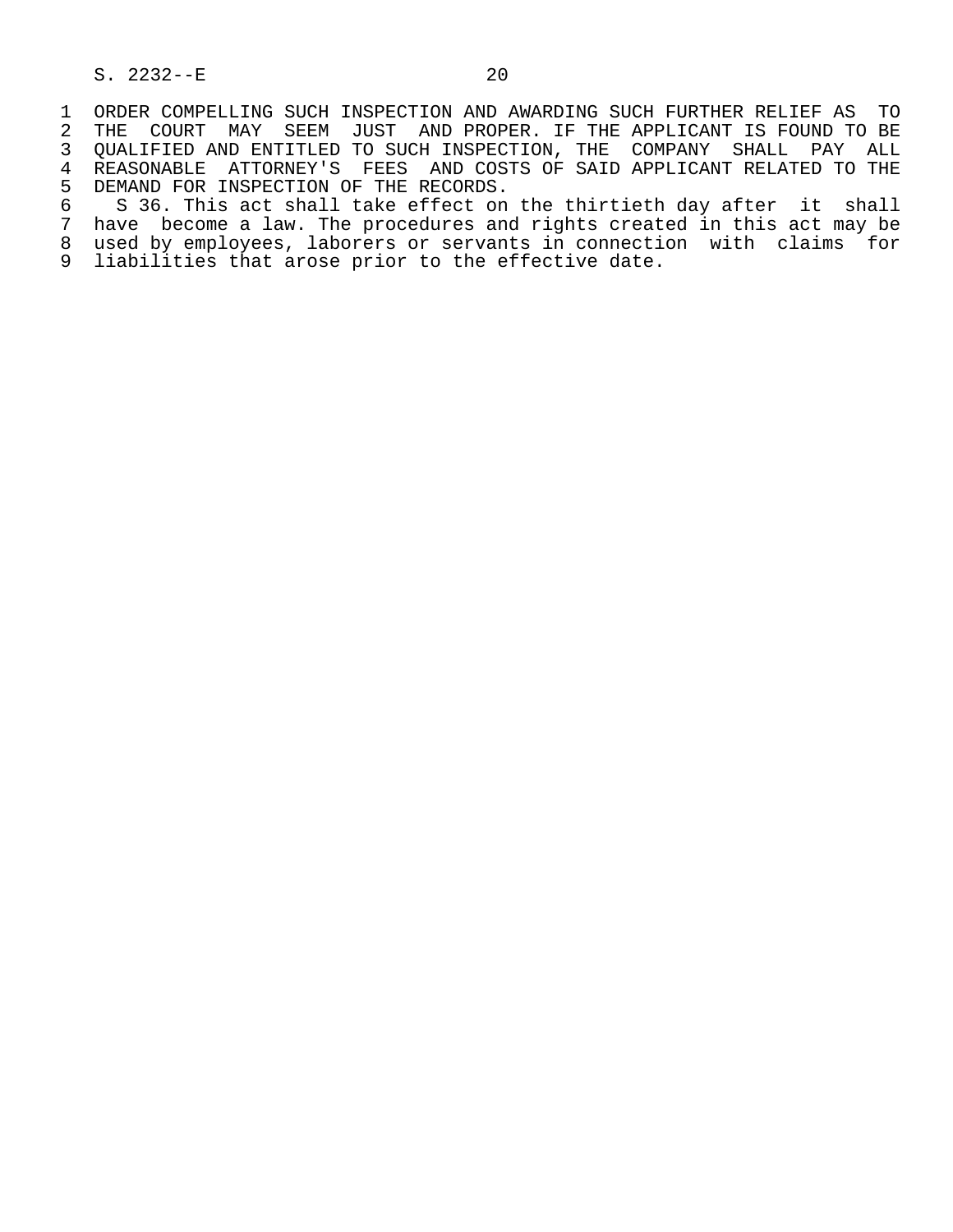ORDER COMPELLING SUCH INSPECTION AND AWARDING SUCH FURTHER RELIEF AS TO THE COURT MAY SEEM JUST AND PROPER. IF THE APPLICANT IS FOUND TO BE QUALIFIED AND ENTITLED TO SUCH INSPECTION, THE COMPANY SHALL PAY ALL REASONABLE ATTORNEY'S FEES AND COSTS OF SAID APPLICANT RELATED TO THE DEMAND FOR INSPECTION OF THE RECORDS.

S 36. This act shall take effect on the thirtieth day after it shall have become a law. The procedures and rights created in this act may be used by employees, laborers or servants in connection with claims for liabilities that arose prior to the effective date.